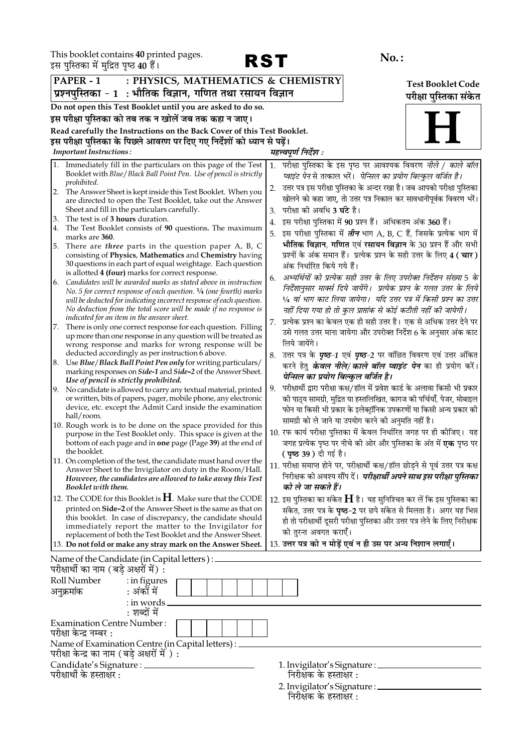This booklet contains **40** printed pages.
इस पुस्तिका में मुद्रित पृष्ठ **40** हैं।

# RST

**No.:**

**PAPER - 1 : PHYSICS, MATHEMATICS & CHEMISTRY**
**प्रश्नपुस्तिका - 1 : भौतिक विज्ञान, गणित तथा रसायन विज्ञान**

**Test Booklet Code**
**परीक्षा पुस्तिका संकेत**

# H

**Do not open this Test Booklet until you are asked to do so.**
**इस परीक्षा पुस्तिका को तब तक न खोलें जब तक कहा न जाए।**

**Read carefully the Instructions on the Back Cover of this Test Booklet.**
**इस परीक्षा पुस्तिका के पिछले आवरण पर दिए गए निर्देशों को ध्यान से पढ़ें।**

***Important Instructions :***

1. Immediately fill in the particulars on this page of the Test Booklet with *Blue/Black Ball Point Pen*. *Use of pencil is strictly prohibited.*
2. The Answer Sheet is kept inside this Test Booklet. When you are directed to open the Test Booklet, take out the Answer Sheet and fill in the particulars carefully.
3. The test is of **3 hours** duration.
4. The Test Booklet consists of **90** questions**.** The maximum marks are **360**.
5. There are ***three*** parts in the question paper A, B, C consisting of **Physics**, **Mathematics** and **Chemistry** having 30 questions in each part of equal weightage. Each question is allotted **4 (four)** marks for correct response.
6. *Candidates will be awarded marks as stated above in instruction No. 5 for correct response of each question. ¼ (one fourth) marks will be deducted for indicating incorrect response of each question. No deduction from the total score will be made if no response is indicated for an item in the answer sheet.*
7. There is only one correct response for each question. Filling up more than one response in any question will be treated as wrong response and marks for wrong response will be deducted accordingly as per instruction 6 above.
8. Use ***Blue/Black Ball Point Pen only*** for writing particulars/ marking responses on ***Side-1*** and ***Side-2*** of the Answer Sheet. ***Use of pencil is strictly prohibited.***
9. No candidate is allowed to carry any textual material, printed or written, bits of papers, pager, mobile phone, any electronic device, etc. except the Admit Card inside the examination hall/room.
10. Rough work is to be done on the space provided for this purpose in the Test Booklet only. This space is given at the bottom of each page and in **one** page (Page **39**) at the end of the booklet.
11. On completion of the test, the candidate must hand over the Answer Sheet to the Invigilator on duty in the Room/Hall. ***However, the candidates are allowed to take away this Test Booklet with them.***
12. The CODE for this Booklet is **H**. Make sure that the CODE printed on **Side-2** of the Answer Sheet is the same as that on this booklet. In case of discrepancy, the candidate should immediately report the matter to the Invigilator for replacement of both the Test Booklet and the Answer Sheet.
13. **Do not fold or make any stray mark on the Answer Sheet.**

***महत्त्वपूर्ण निर्देश :***

1. परीक्षा पुस्तिका के इस पृष्ठ पर आवश्यक विवरण *नीले / काले बॉल प्वाइंट पेन* से तत्काल भरें। *पेन्सिल का प्रयोग बिल्कुल वर्जित है।*
2. उत्तर पत्र इस परीक्षा पुस्तिका के अन्दर रखा है। जब आपको परीक्षा पुस्तिका खोलने को कहा जाए, तो उत्तर पत्र निकाल कर सावधानीपूर्वक विवरण भरें।
3. परीक्षा की अवधि **3 घंटे** है।
4. इस परीक्षा पुस्तिका में **90** प्रश्न हैं। अधिकतम अंक **360** हैं।
5. इस परीक्षा पुस्तिका में ***तीन*** भाग A, B, C हैं, जिसके प्रत्येक भाग में **भौतिक विज्ञान**, **गणित** एवं **रसायन विज्ञान** के 30 प्रश्न हैं और सभी प्रश्नों के अंक समान हैं। प्रत्येक प्रश्न के सही उत्तर के लिए **4 ( चार )** अंक निर्धारित किये गये हैं।
6. *अभ्यर्थियों को प्रत्येक सही उत्तर के लिए उपरोक्त निर्देशन संख्या 5 के निर्देशानुसार मार्क्स दिये जायेंगे। प्रत्येक प्रश्न के गलत उत्तर के लिये ¼ वां भाग काट लिया जायेगा। यदि उत्तर पत्र में किसी प्रश्न का उत्तर नहीं दिया गया हो तो कुल प्राप्तांक से कोई कटौती नहीं की जायेगी।*
7. प्रत्येक प्रश्न का केवल एक ही सही उत्तर है। एक से अधिक उत्तर देने पर उसे गलत उत्तर माना जायेगा और उपरोक्त निर्देश 6 के अनुसार अंक काट लिये जायेंगे।
8. उत्तर पत्र के ***पृष्ठ-1*** एवं ***पृष्ठ-2*** पर वांछित विवरण एवं उत्तर अंकित करने हेतु ***केवल नीले/ काले बॉल प्वाइंट पेन*** का ही प्रयोग करें। ***पेन्सिल का प्रयोग बिल्कुल वर्जित है।***
9. परीक्षार्थी द्वारा परीक्षा कक्ष/हॉल में प्रवेश कार्ड के अलावा किसी भी प्रकार की पाठ्य सामग्री, मुद्रित या हस्तलिखित, कागज की पर्चियाँ, पेजर, मोबाइल फोन या किसी भी प्रकार के इलेक्ट्रॉनिक उपकरणों या किसी अन्य प्रकार की सामग्री को ले जाने या उपयोग करने की अनुमति नहीं है।
10. रफ कार्य परीक्षा पुस्तिका में केवल निर्धारित जगह पर ही कीजिए। यह जगह प्रत्येक पृष्ठ पर नीचे की ओर और पुस्तिका के अंत में **एक** पृष्ठ पर **( पृष्ठ 39 )** दी गई है।
11. परीक्षा समाप्त होने पर, परीक्षार्थी कक्ष/हॉल छोड़ने से पूर्व उत्तर पत्र कक्ष निरीक्षक को अवश्य सौंप दें। ***परीक्षार्थी अपने साथ इस परीक्षा पुस्तिका को ले जा सकते हैं।***
12. इस पुस्तिका का संकेत **H** है। यह सुनिश्चित कर लें कि इस पुस्तिका का संकेत, उत्तर पत्र के **पृष्ठ-2** पर छपे संकेत से मिलता है। अगर यह भिन्न हो तो परीक्षार्थी दूसरी परीक्षा पुस्तिका और उत्तर पत्र लेने के लिए निरीक्षक को तुरन्त अवगत कराएँ।
13. **उत्तर पत्र को न मोड़ें एवं न ही उस पर अन्य निशान लगाएँ।**

Name of the Candidate (in Capital letters) : ____________________
परीक्षार्थी का नाम (बड़े अक्षरों में) :

Roll Number : in figures
अनुक्रमांक : अंकों में

: in words ____________________
: शब्दों में

Examination Centre Number :
परीक्षा केन्द्र नम्बर :

Name of Examination Centre (in Capital letters) : ____________________
परीक्षा केन्द्र का नाम (बड़े अक्षरों में ) :

Candidate's Signature : ____________________
परीक्षार्थी के हस्ताक्षर :

1. Invigilator's Signature : ____________________
निरीक्षक के हस्ताक्षर :

2. Invigilator's Signature : ____________________
निरीक्षक के हस्ताक्षर :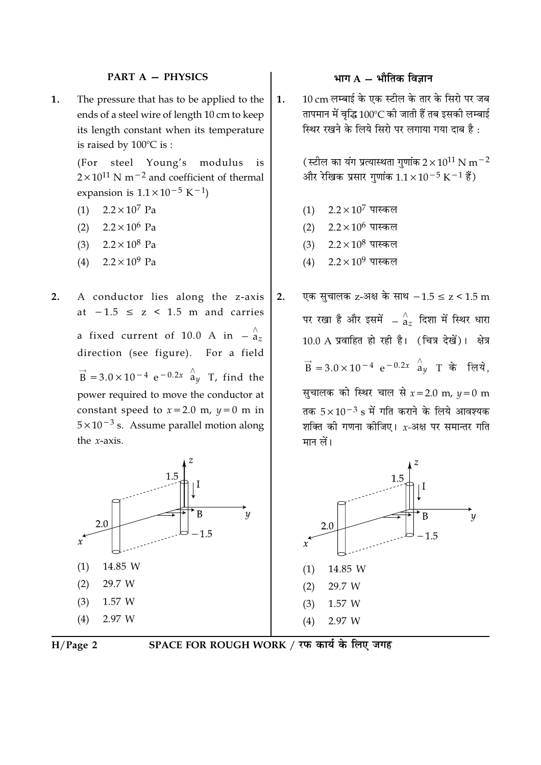## PART A — PHYSICS

**1.** The pressure that has to be applied to the ends of a steel wire of length 10 cm to keep its length constant when its temperature is raised by 100°C is :

(For steel Young's modulus is $2\times10^{11}$ N $m^{-2}$ and coefficient of thermal expansion is $1.1\times10^{-5}$ $K^{-1}$)

(1) $2.2\times10^{7}$ Pa

(2) $2.2\times10^{6}$ Pa

(3) $2.2\times10^{8}$ Pa

(4) $2.2\times10^{9}$ Pa

**2.** A conductor lies along the z-axis at $-1.5 \le z < 1.5$ m and carries a fixed current of 10.0 A in $-\hat{a}_z$ direction (see figure). For a field $\vec{B} = 3.0\times10^{-4}\ e^{-0.2x}\ \hat{a}_y$ T, find the power required to move the conductor at constant speed to $x = 2.0$ m, $y = 0$ m in $5\times10^{-3}$ s. Assume parallel motion along the $x$-axis.

(1) 14.85 W

(2) 29.7 W

(3) 1.57 W

(4) 2.97 W

## भाग A — भौतिक विज्ञान

**1.** 10 cm लम्बाई के एक स्टील के तार के सिरो पर जब तापमान में वृद्धि 100°C की जाती हैं तब इसकी लम्बाई स्थिर रखने के लिये सिरो पर लगाया गया दाब है :

(स्टील का यंग प्रत्यास्थता गुणांक $2\times10^{11}$ N $m^{-2}$ और रेखिक प्रसार गुणांक $1.1\times10^{-5}$ $K^{-1}$ हैं)

(1) $2.2\times10^{7}$ पास्कल

(2) $2.2\times10^{6}$ पास्कल

(3) $2.2\times10^{8}$ पास्कल

(4) $2.2\times10^{9}$ पास्कल

**2.** एक सुचालक z-अक्ष के साथ $-1.5 \le z < 1.5$ m पर रखा है और इसमें $-\hat{a}_z$ दिशा में स्थिर धारा 10.0 A प्रवाहित हो रही है। (चित्र देखें)। क्षेत्र $\vec{B} = 3.0\times10^{-4}\ e^{-0.2x}\ \hat{a}_y$ T के लिये, सुचालक को स्थिर चाल से $x = 2.0$ m, $y = 0$ m तक $5\times10^{-3}$ s में गति कराने के लिये आवश्यक शक्ति की गणना कीजिए। $x$-अक्ष पर समान्तर गति मान लें।

(1) 14.85 W

(2) 29.7 W

(3) 1.57 W

(4) 2.97 W

SPACE FOR ROUGH WORK / रफ कार्य के लिए जगह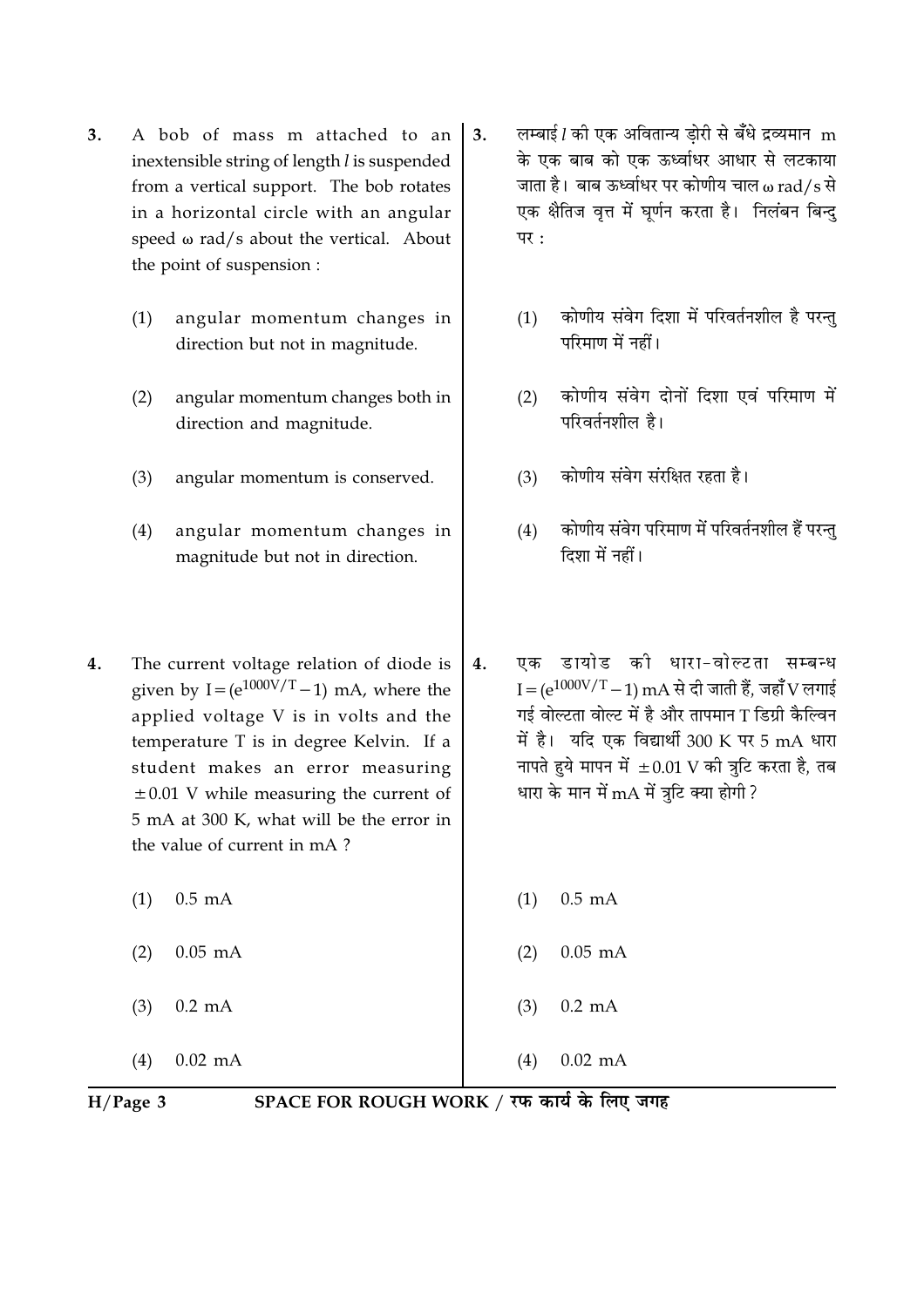3. A bob of mass m attached to an inextensible string of length $l$ is suspended from a vertical support. The bob rotates in a horizontal circle with an angular speed $\omega$ rad/s about the vertical. About the point of suspension :

   (1) angular momentum changes in direction but not in magnitude.

   (2) angular momentum changes both in direction and magnitude.

   (3) angular momentum is conserved.

   (4) angular momentum changes in magnitude but not in direction.

3. लम्बाई $l$ की एक अवितान्य ड़ोरी से बँधे द्रव्यमान m के एक बाब को एक ऊर्ध्वाधर आधार से लटकाया जाता है। बाब ऊर्ध्वाधर पर कोणीय चाल $\omega$ rad/s से एक क्षैतिज वृत्त में घूर्णन करता है। निलंबन बिन्दु पर :

   (1) कोणीय संवेग दिशा में परिवर्तनशील है परन्तु परिमाण में नहीं।

   (2) कोणीय संवेग दोनों दिशा एवं परिमाण में परिवर्तनशील है।

   (3) कोणीय संवेग संरक्षित रहता है।

   (4) कोणीय संवेग परिमाण में परिवर्तनशील हैं परन्तु दिशा में नहीं।

4. The current voltage relation of diode is given by $I = (e^{1000V/T} - 1)$ mA, where the applied voltage V is in volts and the temperature T is in degree Kelvin. If a student makes an error measuring $\pm 0.01$ V while measuring the current of 5 mA at 300 K, what will be the error in the value of current in mA ?

   (1) 0.5 mA

   (2) 0.05 mA

   (3) 0.2 mA

   (4) 0.02 mA

4. एक डायोड की धारा-वोल्टता सम्बन्ध $I = (e^{1000V/T} - 1)$ mA से दी जाती हैं, जहाँ V लगाई गई वोल्टता वोल्ट में है और तापमान T डिग्री कैल्विन में है। यदि एक विद्यार्थी 300 K पर 5 mA धारा नापते हुये मापन में $\pm 0.01$ V की त्रुटि करता है, तब धारा के मान में mA में त्रुटि क्या होगी ?

   (1) 0.5 mA

   (2) 0.05 mA

   (3) 0.2 mA

   (4) 0.02 mA

SPACE FOR ROUGH WORK / रफ कार्य के लिए जगह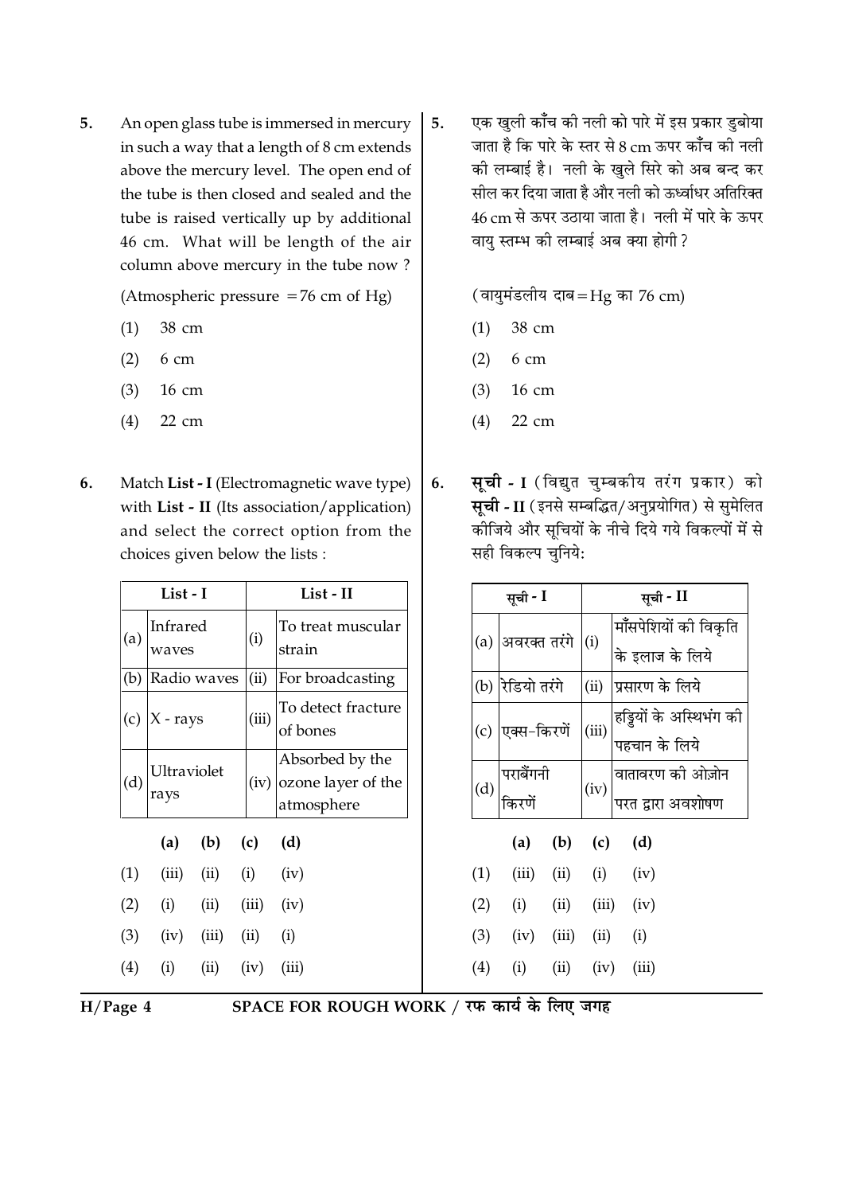5. An open glass tube is immersed in mercury in such a way that a length of 8 cm extends above the mercury level. The open end of the tube is then closed and sealed and the tube is raised vertically up by additional 46 cm. What will be length of the air column above mercury in the tube now ?

(Atmospheric pressure $= 76$ cm of Hg)

(1) 38 cm

(2) 6 cm

(3) 16 cm

(4) 22 cm

6. Match **List - I** (Electromagnetic wave type) with **List - II** (Its association/application) and select the correct option from the choices given below the lists :

| | List - I | | List - II |
|---|---|---|---|
| (a) | Infrared waves | (i) | To treat muscular strain |
| (b) | Radio waves | (ii) | For broadcasting |
| (c) | X - rays | (iii) | To detect fracture of bones |
| (d) | Ultraviolet rays | (iv) | Absorbed by the ozone layer of the atmosphere |

| | (a) | (b) | (c) | (d) |
|---|---|---|---|---|
| (1) | (iii) | (ii) | (i) | (iv) |
| (2) | (i) | (ii) | (iii) | (iv) |
| (3) | (iv) | (iii) | (ii) | (i) |
| (4) | (i) | (ii) | (iv) | (iii) |

5. एक खुली काँच की नली को पारे में इस प्रकार डुबोया जाता है कि पारे के स्तर से 8 cm ऊपर काँच की नली की लम्बाई है। नली के खुले सिरे को अब बन्द कर सील कर दिया जाता है और नली को ऊर्ध्वाधर अतिरिक्त 46 cm से ऊपर उठाया जाता है। नली में पारे के ऊपर वायु स्तम्भ की लम्बाई अब क्या होगी ?

(वायुमंडलीय दाब $=$ Hg का 76 cm)

(1) 38 cm

(2) 6 cm

(3) 16 cm

(4) 22 cm

6. **सूची - I** (विद्युत चुम्बकीय तरंग प्रकार) को **सूची - II** (इनसे सम्बद्धित/अनुप्रयोगित) से सुमेलित कीजिये और सूचियों के नीचे दिये गये विकल्पों में से सही विकल्प चुनिये:

| | सूची - I | | सूची - II |
|---|---|---|---|
| (a) | अवरक्त तरंगे | (i) | माँसपेशियों की विकृति के इलाज के लिये |
| (b) | रेडियो तरंगे | (ii) | प्रसारण के लिये |
| (c) | एक्स-किरणें | (iii) | हड्डियों के अस्थिभंग की पहचान के लिये |
| (d) | पराबैंगनी किरणें | (iv) | वातावरण की ओज़ोन परत द्वारा अवशोषण |

| | (a) | (b) | (c) | (d) |
|---|---|---|---|---|
| (1) | (iii) | (ii) | (i) | (iv) |
| (2) | (i) | (ii) | (iii) | (iv) |
| (3) | (iv) | (iii) | (ii) | (i) |
| (4) | (i) | (ii) | (iv) | (iii) |

SPACE FOR ROUGH WORK / रफ कार्य के लिए जगह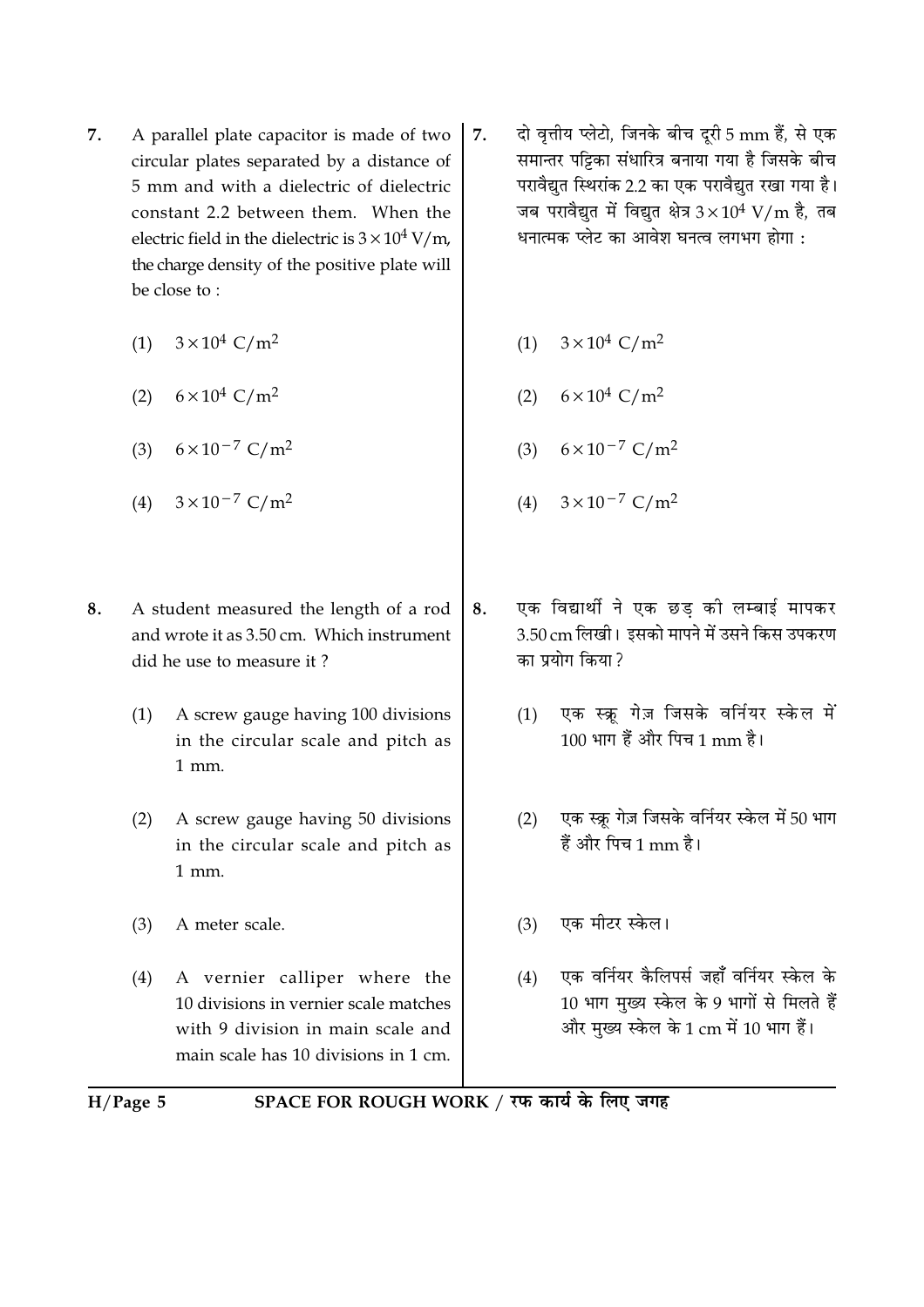7. A parallel plate capacitor is made of two circular plates separated by a distance of 5 mm and with a dielectric of dielectric constant 2.2 between them. When the electric field in the dielectric is $3 \times 10^4$ V/m, the charge density of the positive plate will be close to :

   (1) $3 \times 10^4$ C/m$^2$

   (2) $6 \times 10^4$ C/m$^2$

   (3) $6 \times 10^{-7}$ C/m$^2$

   (4) $3 \times 10^{-7}$ C/m$^2$

7. दो वृत्तीय प्लेटो, जिनके बीच दूरी 5 mm हैं, से एक समान्तर पट्टिका संधारित्र बनाया गया है जिसके बीच परावैद्युत स्थिरांक 2.2 का एक परावैद्युत रखा गया है। जब परावैद्युत में विद्युत क्षेत्र $3 \times 10^4$ V/m है, तब धनात्मक प्लेट का आवेश घनत्व लगभग होगा :

   (1) $3 \times 10^4$ C/m$^2$

   (2) $6 \times 10^4$ C/m$^2$

   (3) $6 \times 10^{-7}$ C/m$^2$

   (4) $3 \times 10^{-7}$ C/m$^2$

8. A student measured the length of a rod and wrote it as 3.50 cm. Which instrument did he use to measure it ?

   (1) A screw gauge having 100 divisions in the circular scale and pitch as 1 mm.

   (2) A screw gauge having 50 divisions in the circular scale and pitch as 1 mm.

   (3) A meter scale.

   (4) A vernier calliper where the 10 divisions in vernier scale matches with 9 division in main scale and main scale has 10 divisions in 1 cm.

8. एक विद्यार्थी ने एक छड़ की लम्बाई मापकर 3.50 cm लिखी। इसको मापने में उसने किस उपकरण का प्रयोग किया ?

   (1) एक स्क्रू गेज़ जिसके वर्नियर स्केल में 100 भाग हैं और पिच 1 mm है।

   (2) एक स्क्रू गेज़ जिसके वर्नियर स्केल में 50 भाग हैं और पिच 1 mm है।

   (3) एक मीटर स्केल।

   (4) एक वर्नियर कैलिपर्स जहाँ वर्नियर स्केल के 10 भाग मुख्य स्केल के 9 भागों से मिलते हैं और मुख्य स्केल के 1 cm में 10 भाग हैं।

SPACE FOR ROUGH WORK / रफ कार्य के लिए जगह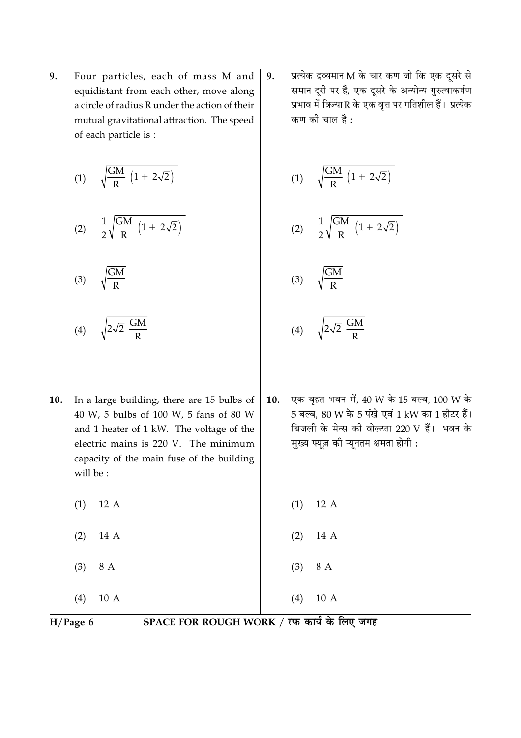9. Four particles, each of mass M and equidistant from each other, move along a circle of radius R under the action of their mutual gravitational attraction. The speed of each particle is :

(1) $\sqrt{\frac{GM}{R}\left(1 + 2\sqrt{2}\right)}$

(2) $\frac{1}{2}\sqrt{\frac{GM}{R}\left(1 + 2\sqrt{2}\right)}$

(3) $\sqrt{\frac{GM}{R}}$

(4) $\sqrt{2\sqrt{2}\ \frac{GM}{R}}$

9. प्रत्येक द्रव्यमान M के चार कण जो कि एक दूसरे से समान दूरी पर हैं, एक दूसरे के अन्योन्य गुरुत्वाकर्षण प्रभाव में त्रिज्या R के एक वृत्त पर गतिशील हैं। प्रत्येक कण की चाल है :

(1) $\sqrt{\frac{GM}{R}\left(1 + 2\sqrt{2}\right)}$

(2) $\frac{1}{2}\sqrt{\frac{GM}{R}\left(1 + 2\sqrt{2}\right)}$

(3) $\sqrt{\frac{GM}{R}}$

(4) $\sqrt{2\sqrt{2}\ \frac{GM}{R}}$

10. In a large building, there are 15 bulbs of 40 W, 5 bulbs of 100 W, 5 fans of 80 W and 1 heater of 1 kW. The voltage of the electric mains is 220 V. The minimum capacity of the main fuse of the building will be :

(1) 12 A

(2) 14 A

(3) 8 A

(4) 10 A

10. एक बृहत भवन में, 40 W के 15 बल्ब, 100 W के 5 बल्ब, 80 W के 5 पंखे एवं 1 kW का 1 हीटर हैं। बिजली के मेन्स की वोल्टता 220 V हैं। भवन के मुख्य फ्यूज़ की न्यूनतम क्षमता होगी :

(1) 12 A

(2) 14 A

(3) 8 A

(4) 10 A

SPACE FOR ROUGH WORK / रफ कार्य के लिए जगह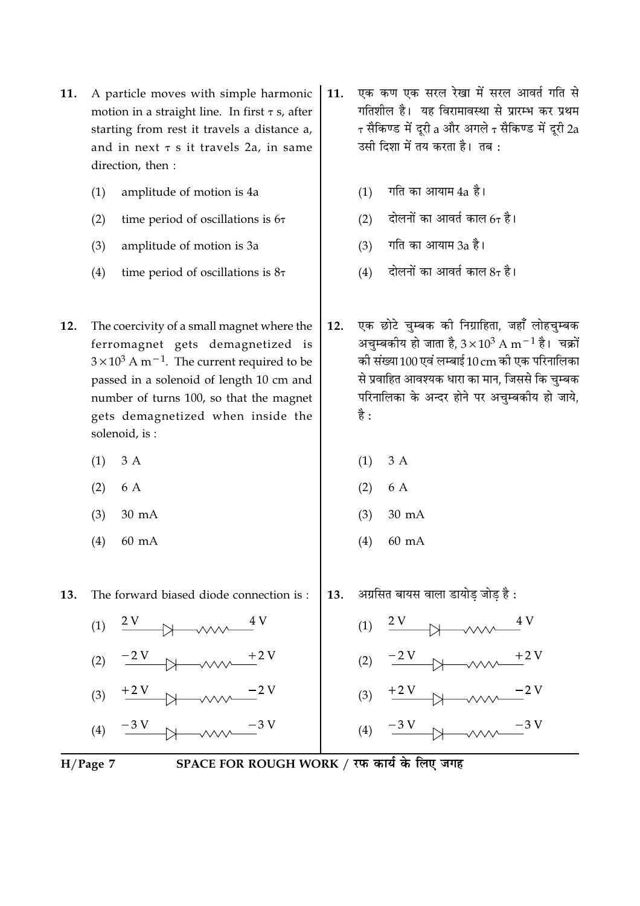11. A particle moves with simple harmonic motion in a straight line. In first $\tau$ s, after starting from rest it travels a distance a, and in next $\tau$ s it travels 2a, in same direction, then :

    (1) amplitude of motion is 4a

    (2) time period of oscillations is $6\tau$

    (3) amplitude of motion is 3a

    (4) time period of oscillations is $8\tau$

11. एक कण एक सरल रेखा में सरल आवर्त गति से गतिशील है। यह विरामावस्था से प्रारम्भ कर प्रथम $\tau$ सैकिण्ड में दूरी a और अगले $\tau$ सैकिण्ड में दूरी 2a उसी दिशा में तय करता है। तब :

    (1) गति का आयाम 4a है।

    (2) दोलनों का आवर्त काल $6\tau$ है।

    (3) गति का आयाम 3a है।

    (4) दोलनों का आवर्त काल $8\tau$ है।

12. The coercivity of a small magnet where the ferromagnet gets demagnetized is $3 \times 10^3$ A m$^{-1}$. The current required to be passed in a solenoid of length 10 cm and number of turns 100, so that the magnet gets demagnetized when inside the solenoid, is :

    (1) 3 A

    (2) 6 A

    (3) 30 mA

    (4) 60 mA

12. एक छोटे चुम्बक की निग्राहिता, जहाँ लोहचुम्बक अचुम्बकीय हो जाता है, $3 \times 10^3$ A m$^{-1}$ है। चक्रों की संख्या 100 एवं लम्बाई 10 cm की एक परिनालिका से प्रवाहित आवश्यक धारा का मान, जिससे कि चुम्बक परिनालिका के अन्दर होने पर अचुम्बकीय हो जाये, है :

    (1) 3 A

    (2) 6 A

    (3) 30 mA

    (4) 60 mA

13. The forward biased diode connection is :

    (1) 2 V —▷|—/\/\/\— 4 V

    (2) −2 V —▷|—/\/\/\— +2 V

    (3) +2 V —▷|—/\/\/\— −2 V

    (4) −3 V —▷|—/\/\/\— −3 V

13. अग्रसित बायस वाला डायोड़ जोड़ है :

    (1) 2 V —▷|—/\/\/\— 4 V

    (2) −2 V —▷|—/\/\/\— +2 V

    (3) +2 V —▷|—/\/\/\— −2 V

    (4) −3 V —▷|—/\/\/\— −3 V

SPACE FOR ROUGH WORK / रफ कार्य के लिए जगह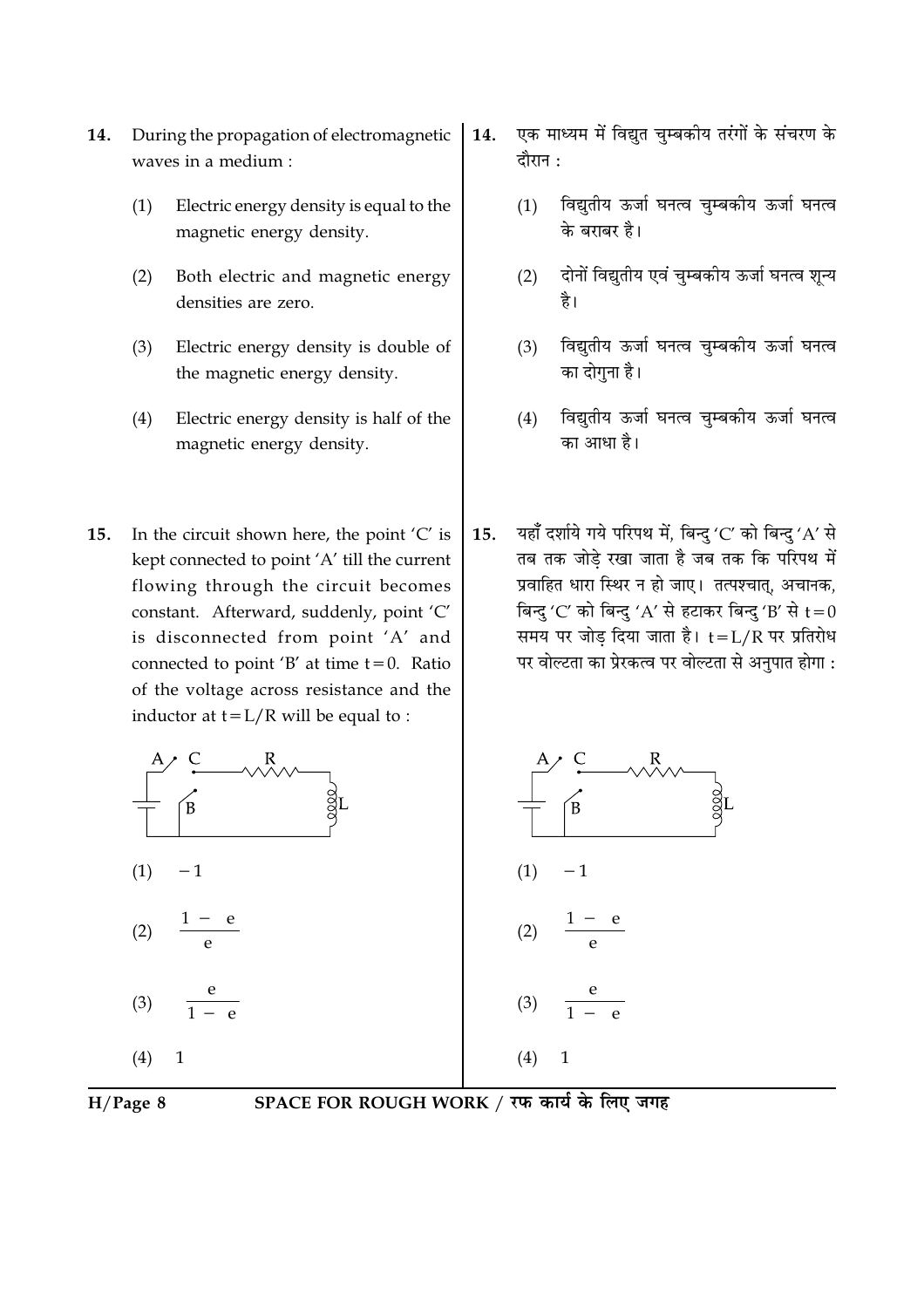14. During the propagation of electromagnetic waves in a medium :

    (1) Electric energy density is equal to the magnetic energy density.

    (2) Both electric and magnetic energy densities are zero.

    (3) Electric energy density is double of the magnetic energy density.

    (4) Electric energy density is half of the magnetic energy density.

14. एक माध्यम में विद्युत चुम्बकीय तरंगों के संचरण के दौरान :

    (1) विद्युतीय ऊर्जा घनत्व चुम्बकीय ऊर्जा घनत्व के बराबर है।

    (2) दोनों विद्युतीय एवं चुम्बकीय ऊर्जा घनत्व शून्य है।

    (3) विद्युतीय ऊर्जा घनत्व चुम्बकीय ऊर्जा घनत्व का दोगुना है।

    (4) विद्युतीय ऊर्जा घनत्व चुम्बकीय ऊर्जा घनत्व का आधा है।

15. In the circuit shown here, the point 'C' is kept connected to point 'A' till the current flowing through the circuit becomes constant. Afterward, suddenly, point 'C' is disconnected from point 'A' and connected to point 'B' at time $t=0$. Ratio of the voltage across resistance and the inductor at $t=L/R$ will be equal to :

    (1) $-1$

    (2) $\frac{1-e}{e}$

    (3) $\frac{e}{1-e}$

    (4) 1

15. यहाँ दर्शाये गये परिपथ में, बिन्दु 'C' को बिन्दु 'A' से तब तक जोड़े रखा जाता है जब तक कि परिपथ में प्रवाहित धारा स्थिर न हो जाए। तत्पश्चात्, अचानक, बिन्दु 'C' को बिन्दु 'A' से हटाकर बिन्दु 'B' से $t=0$ समय पर जोड़ दिया जाता है। $t=L/R$ पर प्रतिरोध पर वोल्टता का प्रेरकत्व पर वोल्टता से अनुपात होगा :

    (1) $-1$

    (2) $\frac{1-e}{e}$

    (3) $\frac{e}{1-e}$

    (4) 1

SPACE FOR ROUGH WORK / रफ कार्य के लिए जगह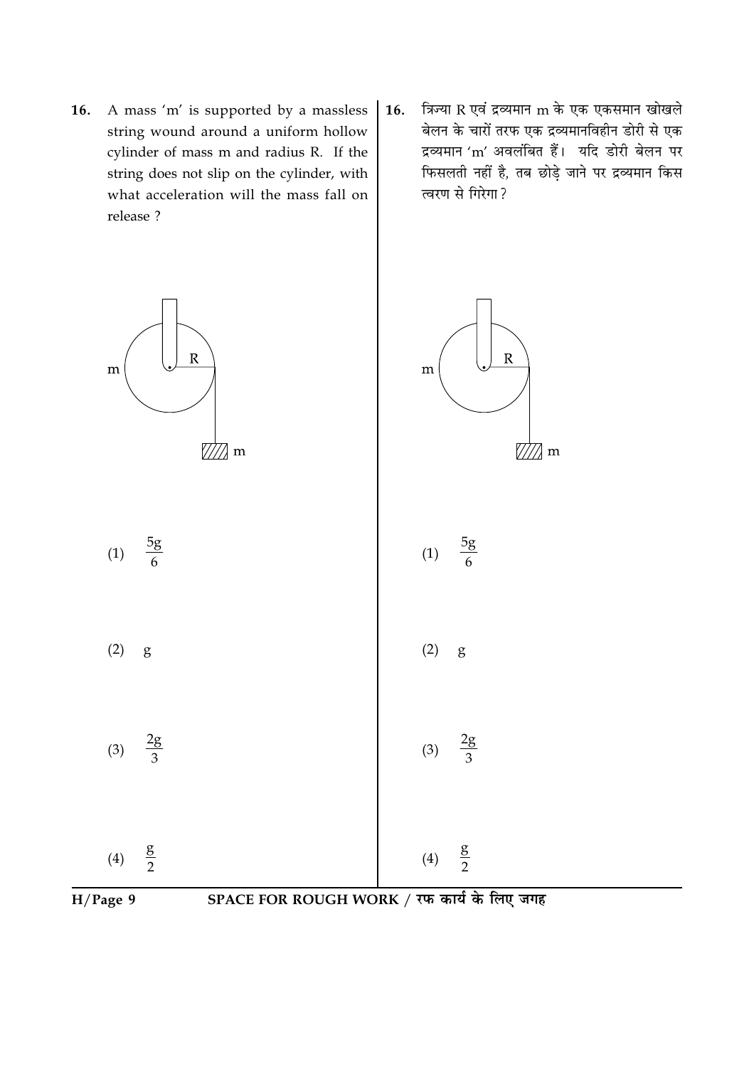16. A mass 'm' is supported by a massless string wound around a uniform hollow cylinder of mass m and radius R. If the string does not slip on the cylinder, with what acceleration will the mass fall on release ?

(1) $\frac{5g}{6}$

(2) $g$

(3) $\frac{2g}{3}$

(4) $\frac{g}{2}$

16. त्रिज्या R एवं द्रव्यमान m के एक एकसमान खोखले बेलन के चारों तरफ एक द्रव्यमानविहीन डोरी से एक द्रव्यमान 'm' अवलंबित हैं। यदि डोरी बेलन पर फिसलती नहीं है, तब छोड़े जाने पर द्रव्यमान किस त्वरण से गिरेगा ?

(1) $\frac{5g}{6}$

(2) $g$

(3) $\frac{2g}{3}$

(4) $\frac{g}{2}$

SPACE FOR ROUGH WORK / रफ कार्य के लिए जगह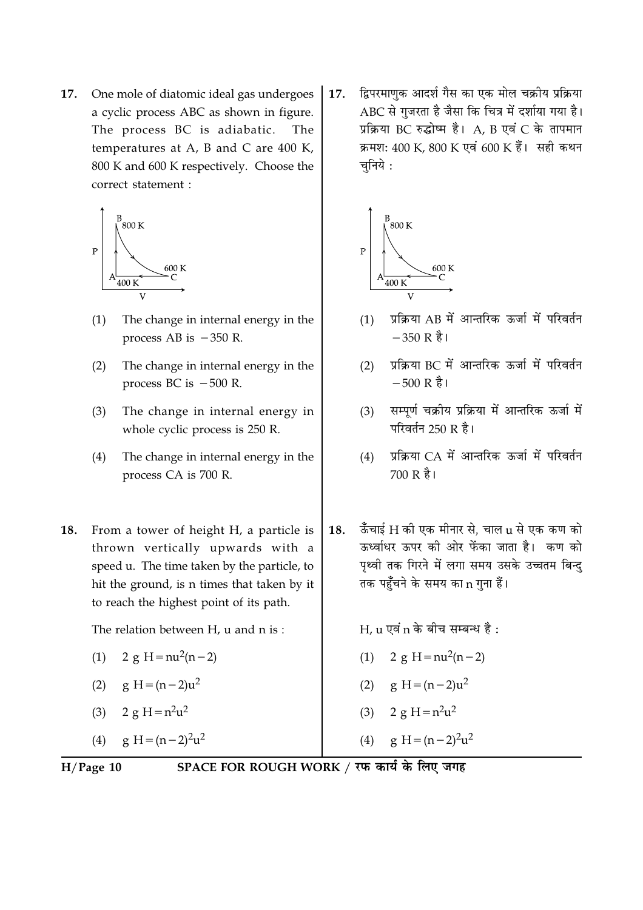17. One mole of diatomic ideal gas undergoes a cyclic process ABC as shown in figure. The process BC is adiabatic. The temperatures at A, B and C are 400 K, 800 K and 600 K respectively. Choose the correct statement :

(1) The change in internal energy in the process AB is $-350$ R.

(2) The change in internal energy in the process BC is $-500$ R.

(3) The change in internal energy in whole cyclic process is 250 R.

(4) The change in internal energy in the process CA is 700 R.

17. द्विपरमाणुक आदर्श गैस का एक मोल चक्रीय प्रक्रिया ABC से गुजरता है जैसा कि चित्र में दर्शाया गया है। प्रक्रिया BC रुद्धोष्म है। A, B एवं C के तापमान क्रमशः 400 K, 800 K एवं 600 K हैं। सही कथन चुनिये :

(1) प्रक्रिया AB में आन्तरिक ऊर्जा में परिवर्तन $-350$ R है।

(2) प्रक्रिया BC में आन्तरिक ऊर्जा में परिवर्तन $-500$ R है।

(3) सम्पूर्ण चक्रीय प्रक्रिया में आन्तरिक ऊर्जा में परिवर्तन 250 R है।

(4) प्रक्रिया CA में आन्तरिक ऊर्जा में परिवर्तन 700 R है।

18. From a tower of height H, a particle is thrown vertically upwards with a speed u. The time taken by the particle, to hit the ground, is n times that taken by it to reach the highest point of its path.

The relation between H, u and n is :

(1) $2\,g\,H = nu^2(n-2)$

(2) $g\,H = (n-2)u^2$

(3) $2\,g\,H = n^2u^2$

(4) $g\,H = (n-2)^2u^2$

18. ऊँचाई H की एक मीनार से, चाल u से एक कण को ऊर्ध्वाधर ऊपर की ओर फेंका जाता है। कण को पृथ्वी तक गिरने में लगा समय उसके उच्चतम बिन्दु तक पहुँचने के समय का n गुना हैं।

H, u एवं n के बीच सम्बन्ध है :

(1) $2\,g\,H = nu^2(n-2)$

(2) $g\,H = (n-2)u^2$

(3) $2\,g\,H = n^2u^2$

(4) $g\,H = (n-2)^2u^2$

SPACE FOR ROUGH WORK / रफ कार्य के लिए जगह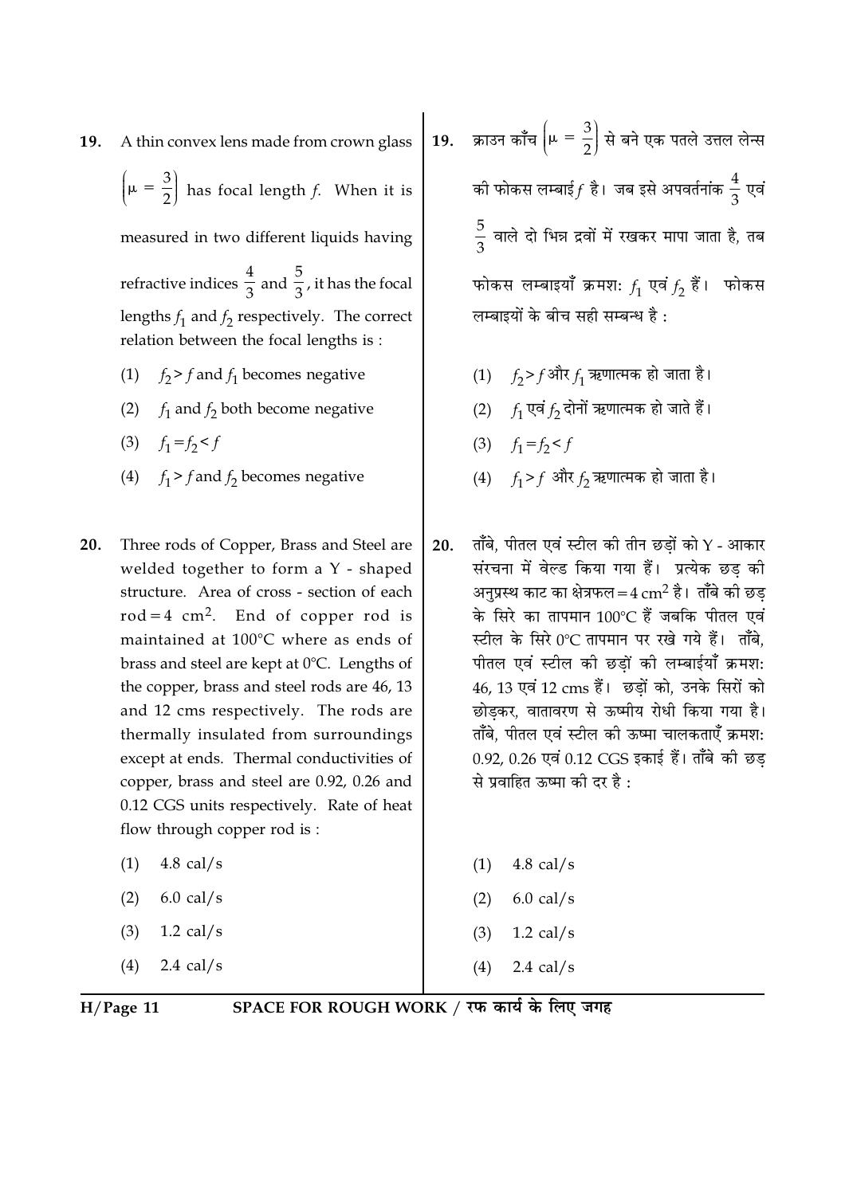19. A thin convex lens made from crown glass $\left(\mu = \frac{3}{2}\right)$ has focal length $f$. When it is measured in two different liquids having refractive indices $\frac{4}{3}$ and $\frac{5}{3}$, it has the focal lengths $f_1$ and $f_2$ respectively. The correct relation between the focal lengths is :

   (1) $f_2 > f$ and $f_1$ becomes negative

   (2) $f_1$ and $f_2$ both become negative

   (3) $f_1 = f_2 < f$

   (4) $f_1 > f$ and $f_2$ becomes negative

20. Three rods of Copper, Brass and Steel are welded together to form a Y - shaped structure. Area of cross - section of each rod = 4 $cm^2$. End of copper rod is maintained at 100°C where as ends of brass and steel are kept at 0°C. Lengths of the copper, brass and steel rods are 46, 13 and 12 cms respectively. The rods are thermally insulated from surroundings except at ends. Thermal conductivities of copper, brass and steel are 0.92, 0.26 and 0.12 CGS units respectively. Rate of heat flow through copper rod is :

   (1) 4.8 cal/s

   (2) 6.0 cal/s

   (3) 1.2 cal/s

   (4) 2.4 cal/s

19. क्राउन काँच $\left(\mu = \frac{3}{2}\right)$ से बने एक पतले उत्तल लेन्स की फोकस लम्बाई $f$ है। जब इसे अपवर्तनांक $\frac{4}{3}$ एवं $\frac{5}{3}$ वाले दो भिन्न द्रवों में रखकर मापा जाता है, तब फोकस लम्बाइयाँ क्रमशः $f_1$ एवं $f_2$ हैं। फोकस लम्बाइयों के बीच सही सम्बन्ध है :

   (1) $f_2 > f$ और $f_1$ ऋणात्मक हो जाता है।

   (2) $f_1$ एवं $f_2$ दोनों ऋणात्मक हो जाते हैं।

   (3) $f_1 = f_2 < f$

   (4) $f_1 > f$ और $f_2$ ऋणात्मक हो जाता है।

20. ताँबे, पीतल एवं स्टील की तीन छड़ों को Y - आकार संरचना में वेल्ड किया गया हैं। प्रत्येक छड़ की अनुप्रस्थ काट का क्षेत्रफल = 4 $cm^2$ है। ताँबे की छड़ के सिरे का तापमान 100°C हैं जबकि पीतल एवं स्टील के सिरे 0°C तापमान पर रखे गये हैं। ताँबे, पीतल एवं स्टील की छड़ों की लम्बाईयाँ क्रमशः 46, 13 एवं 12 cms हैं। छड़ों को, उनके सिरों को छोड़कर, वातावरण से ऊष्मीय रोधी किया गया है। ताँबे, पीतल एवं स्टील की ऊष्मा चालकताएँ क्रमशः 0.92, 0.26 एवं 0.12 CGS इकाई हैं। ताँबे की छड़ से प्रवाहित ऊष्मा की दर है :

   (1) 4.8 cal/s

   (2) 6.0 cal/s

   (3) 1.2 cal/s

   (4) 2.4 cal/s

SPACE FOR ROUGH WORK / रफ कार्य के लिए जगह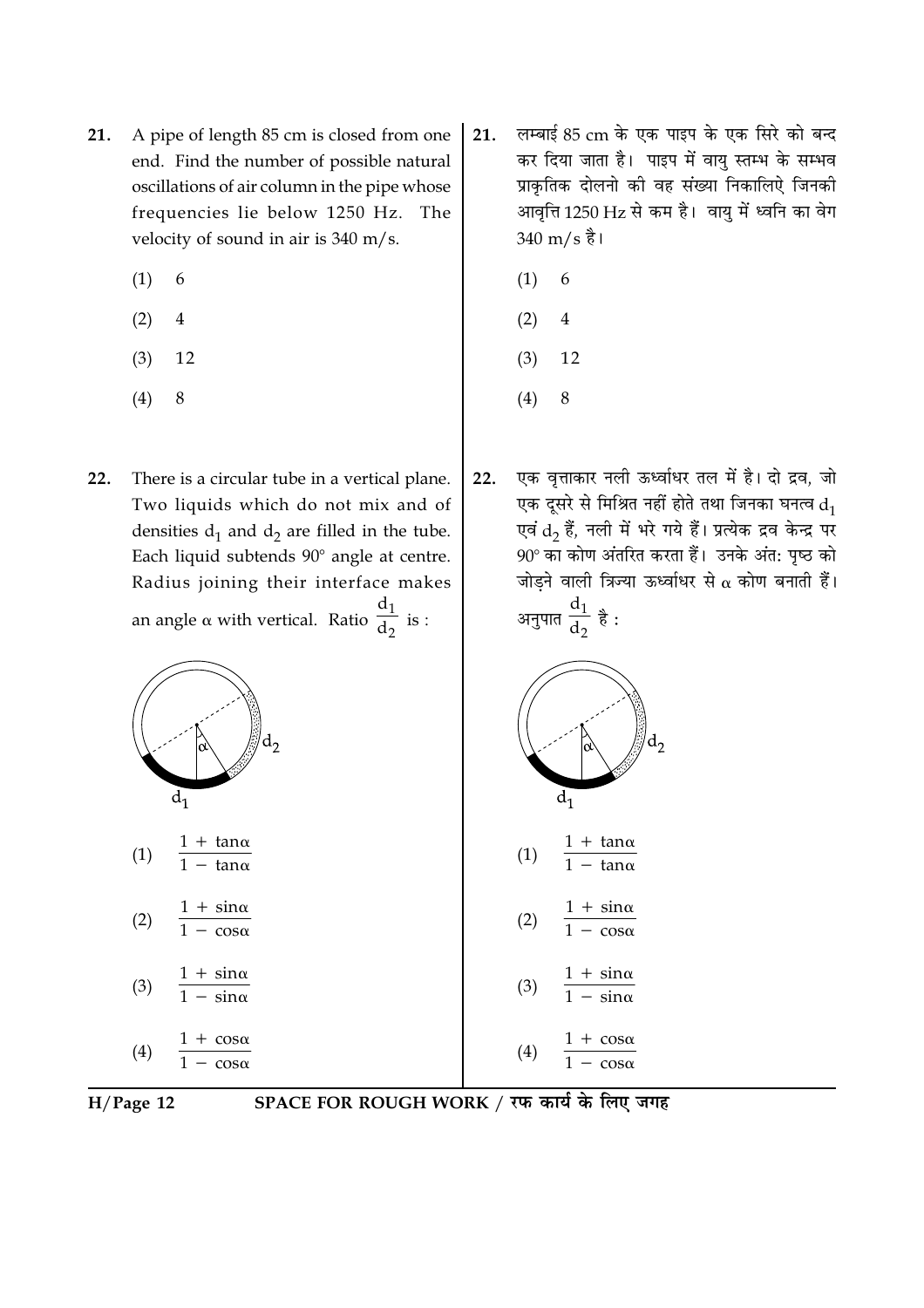21. A pipe of length 85 cm is closed from one end. Find the number of possible natural oscillations of air column in the pipe whose frequencies lie below 1250 Hz. The velocity of sound in air is 340 m/s.

    (1) 6

    (2) 4

    (3) 12

    (4) 8

21. लम्बाई 85 cm के एक पाइप के एक सिरे को बन्द कर दिया जाता है। पाइप में वायु स्तम्भ के सम्भव प्राकृतिक दोलनो की वह संख्या निकालिऐ जिनकी आवृत्ति 1250 Hz से कम है। वायु में ध्वनि का वेग 340 m/s है।

    (1) 6

    (2) 4

    (3) 12

    (4) 8

22. There is a circular tube in a vertical plane. Two liquids which do not mix and of densities $d_1$ and $d_2$ are filled in the tube. Each liquid subtends 90° angle at centre. Radius joining their interface makes an angle $\alpha$ with vertical. Ratio $\frac{d_1}{d_2}$ is :

    (1) $\frac{1 + \tan\alpha}{1 - \tan\alpha}$

    (2) $\frac{1 + \sin\alpha}{1 - \cos\alpha}$

    (3) $\frac{1 + \sin\alpha}{1 - \sin\alpha}$

    (4) $\frac{1 + \cos\alpha}{1 - \cos\alpha}$

22. एक वृत्ताकार नली ऊर्ध्वाधर तल में है। दो द्रव, जो एक दूसरे से मिश्रित नहीं होते तथा जिनका घनत्व $d_1$ एवं $d_2$ हैं, नली में भरे गये हैं। प्रत्येक द्रव केन्द्र पर 90° का कोण अंतरित करता हैं। उनके अंत: पृष्ठ को जोड़ने वाली त्रिज्या ऊर्ध्वाधर से $\alpha$ कोण बनाती हैं। अनुपात $\frac{d_1}{d_2}$ है :

    (1) $\frac{1 + \tan\alpha}{1 - \tan\alpha}$

    (2) $\frac{1 + \sin\alpha}{1 - \cos\alpha}$

    (3) $\frac{1 + \sin\alpha}{1 - \sin\alpha}$

    (4) $\frac{1 + \cos\alpha}{1 - \cos\alpha}$

SPACE FOR ROUGH WORK / रफ कार्य के लिए जगह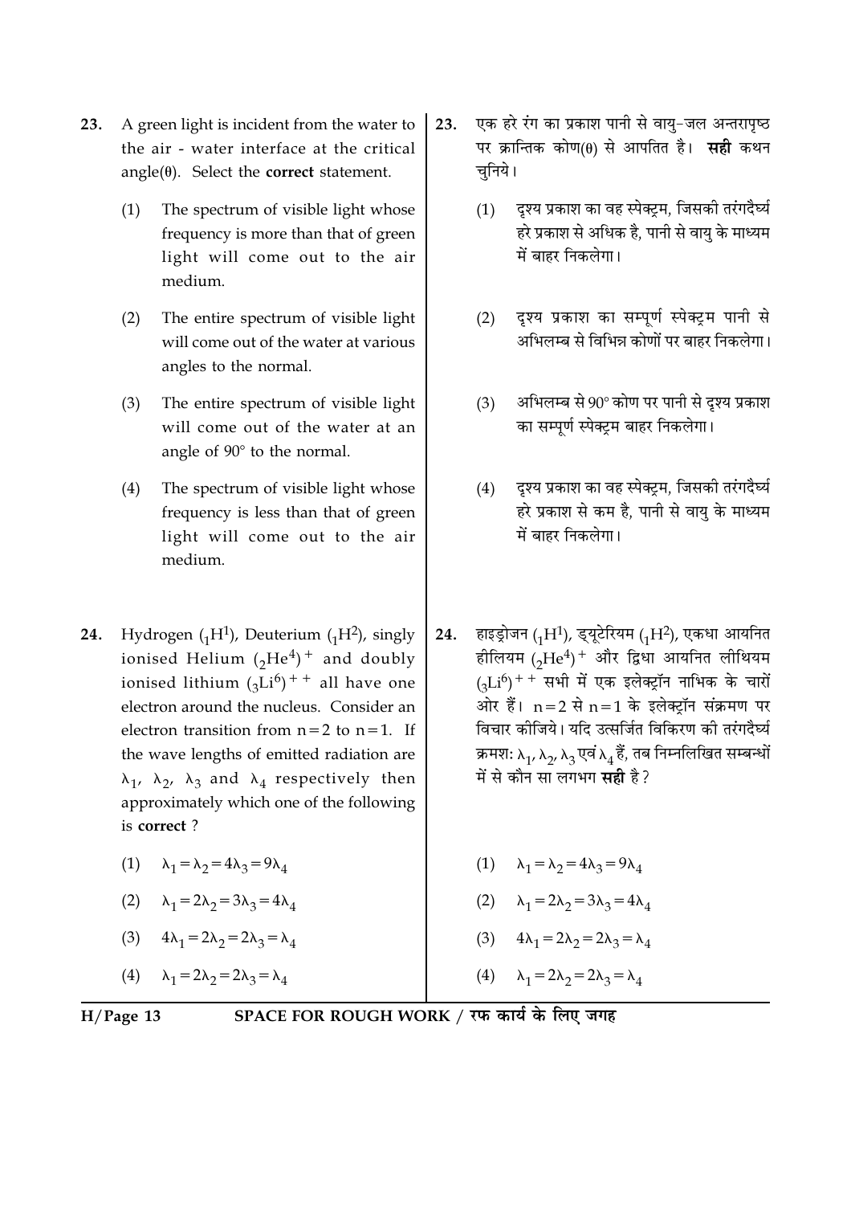23. A green light is incident from the water to the air - water interface at the critical angle($\theta$). Select the **correct** statement.

(1) The spectrum of visible light whose frequency is more than that of green light will come out to the air medium.

(2) The entire spectrum of visible light will come out of the water at various angles to the normal.

(3) The entire spectrum of visible light will come out of the water at an angle of 90° to the normal.

(4) The spectrum of visible light whose frequency is less than that of green light will come out to the air medium.

23. एक हरे रंग का प्रकाश पानी से वायु-जल अन्तरापृष्ठ पर क्रान्तिक कोण($\theta$) से आपतित है। **सही** कथन चुनिये।

(1) दृश्य प्रकाश का वह स्पेक्ट्रम, जिसकी तरंगदैर्घ्य हरे प्रकाश से अधिक है, पानी से वायु के माध्यम में बाहर निकलेगा।

(2) दृश्य प्रकाश का सम्पूर्ण स्पेक्ट्रम पानी से अभिलम्ब से विभिन्न कोणों पर बाहर निकलेगा।

(3) अभिलम्ब से 90° कोण पर पानी से दृश्य प्रकाश का सम्पूर्ण स्पेक्ट्रम बाहर निकलेगा।

(4) दृश्य प्रकाश का वह स्पेक्ट्रम, जिसकी तरंगदैर्घ्य हरे प्रकाश से कम है, पानी से वायु के माध्यम में बाहर निकलेगा।

24. Hydrogen ($_1H^1$), Deuterium ($_1H^2$), singly ionised Helium $(_2He^4)^+$ and doubly ionised lithium $(_3Li^6)^{++}$ all have one electron around the nucleus. Consider an electron transition from $n=2$ to $n=1$. If the wave lengths of emitted radiation are $\lambda_1$, $\lambda_2$, $\lambda_3$ and $\lambda_4$ respectively then approximately which one of the following is **correct** ?

(1) $\lambda_1 = \lambda_2 = 4\lambda_3 = 9\lambda_4$

(2) $\lambda_1 = 2\lambda_2 = 3\lambda_3 = 4\lambda_4$

(3) $4\lambda_1 = 2\lambda_2 = 2\lambda_3 = \lambda_4$

(4) $\lambda_1 = 2\lambda_2 = 2\lambda_3 = \lambda_4$

24. हाइड्रोजन ($_1H^1$), ड्यूटेरियम ($_1H^2$), एकधा आयनित हीलियम $(_2He^4)^+$ और द्विधा आयनित लीथियम $(_3Li^6)^{++}$ सभी में एक इलेक्ट्रॉन नाभिक के चारों ओर हैं। $n=2$ से $n=1$ के इलेक्ट्रॉन संक्रमण पर विचार कीजिये। यदि उत्सर्जित विकिरण की तरंगदैर्घ्य क्रमश: $\lambda_1$, $\lambda_2$, $\lambda_3$ एवं $\lambda_4$ हैं, तब निम्नलिखित सम्बन्धों में से कौन सा लगभग **सही** है?

(1) $\lambda_1 = \lambda_2 = 4\lambda_3 = 9\lambda_4$

(2) $\lambda_1 = 2\lambda_2 = 3\lambda_3 = 4\lambda_4$

(3) $4\lambda_1 = 2\lambda_2 = 2\lambda_3 = \lambda_4$

(4) $\lambda_1 = 2\lambda_2 = 2\lambda_3 = \lambda_4$

SPACE FOR ROUGH WORK / रफ कार्य के लिए जगह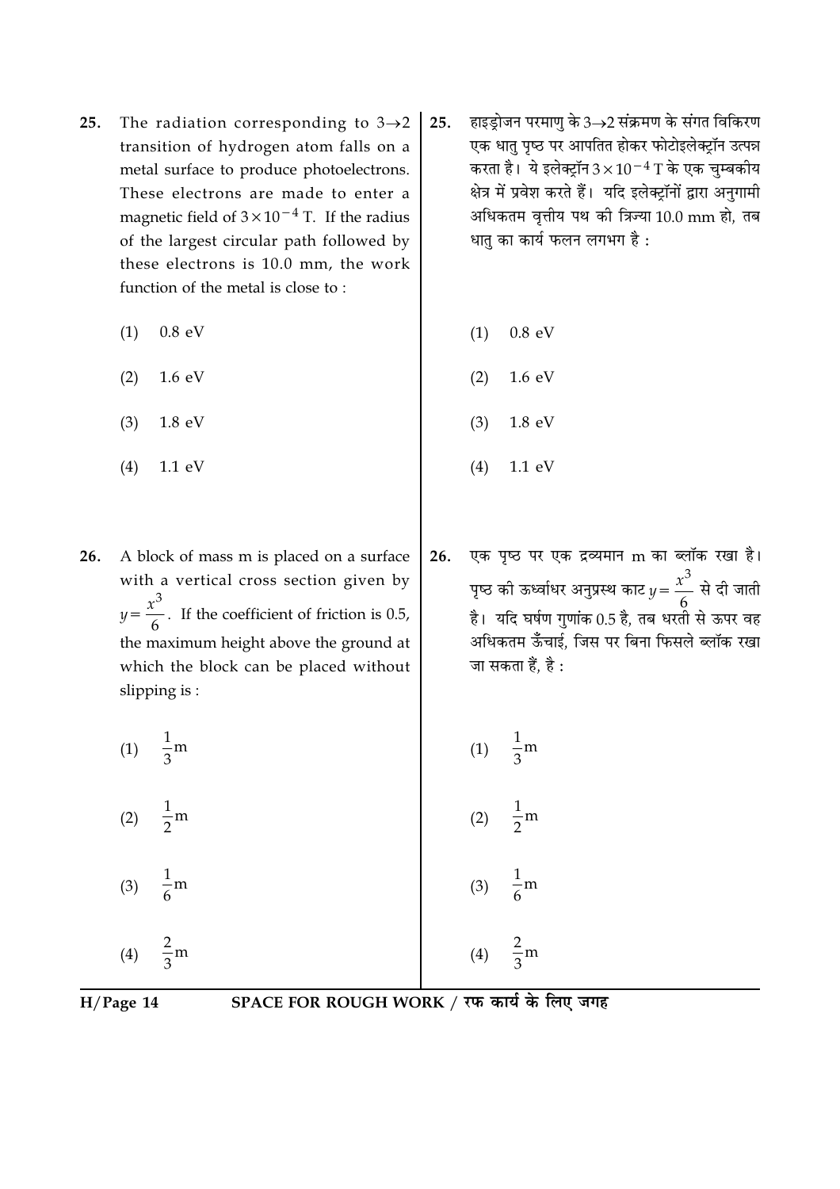25. The radiation corresponding to $3 \rightarrow 2$ transition of hydrogen atom falls on a metal surface to produce photoelectrons. These electrons are made to enter a magnetic field of $3 \times 10^{-4}$ T. If the radius of the largest circular path followed by these electrons is 10.0 mm, the work function of the metal is close to :

(1) 0.8 eV

(2) 1.6 eV

(3) 1.8 eV

(4) 1.1 eV

25. हाइड्रोजन परमाणु के $3 \rightarrow 2$ संक्रमण के संगत विकिरण एक धातु पृष्ठ पर आपतित होकर फोटोइलेक्ट्रॉन उत्पन्न करता है। ये इलेक्ट्रॉन $3 \times 10^{-4}$ T के एक चुम्बकीय क्षेत्र में प्रवेश करते हैं। यदि इलेक्ट्रॉनों द्वारा अनुगामी अधिकतम वृत्तीय पथ की त्रिज्या 10.0 mm हो, तब धातु का कार्य फलन लगभग है :

(1) 0.8 eV

(2) 1.6 eV

(3) 1.8 eV

(4) 1.1 eV

26. A block of mass m is placed on a surface with a vertical cross section given by $y = \frac{x^3}{6}$. If the coefficient of friction is 0.5, the maximum height above the ground at which the block can be placed without slipping is :

(1) $\frac{1}{3}$m

(2) $\frac{1}{2}$m

(3) $\frac{1}{6}$m

(4) $\frac{2}{3}$m

26. एक पृष्ठ पर एक द्रव्यमान m का ब्लॉक रखा है। पृष्ठ की ऊर्ध्वाधर अनुप्रस्थ काट $y = \frac{x^3}{6}$ से दी जाती है। यदि घर्षण गुणांक 0.5 है, तब धरती से ऊपर वह अधिकतम ऊँचाई, जिस पर बिना फिसले ब्लॉक रखा जा सकता हैं, है :

(1) $\frac{1}{3}$m

(2) $\frac{1}{2}$m

(3) $\frac{1}{6}$m

(4) $\frac{2}{3}$m

SPACE FOR ROUGH WORK / रफ कार्य के लिए जगह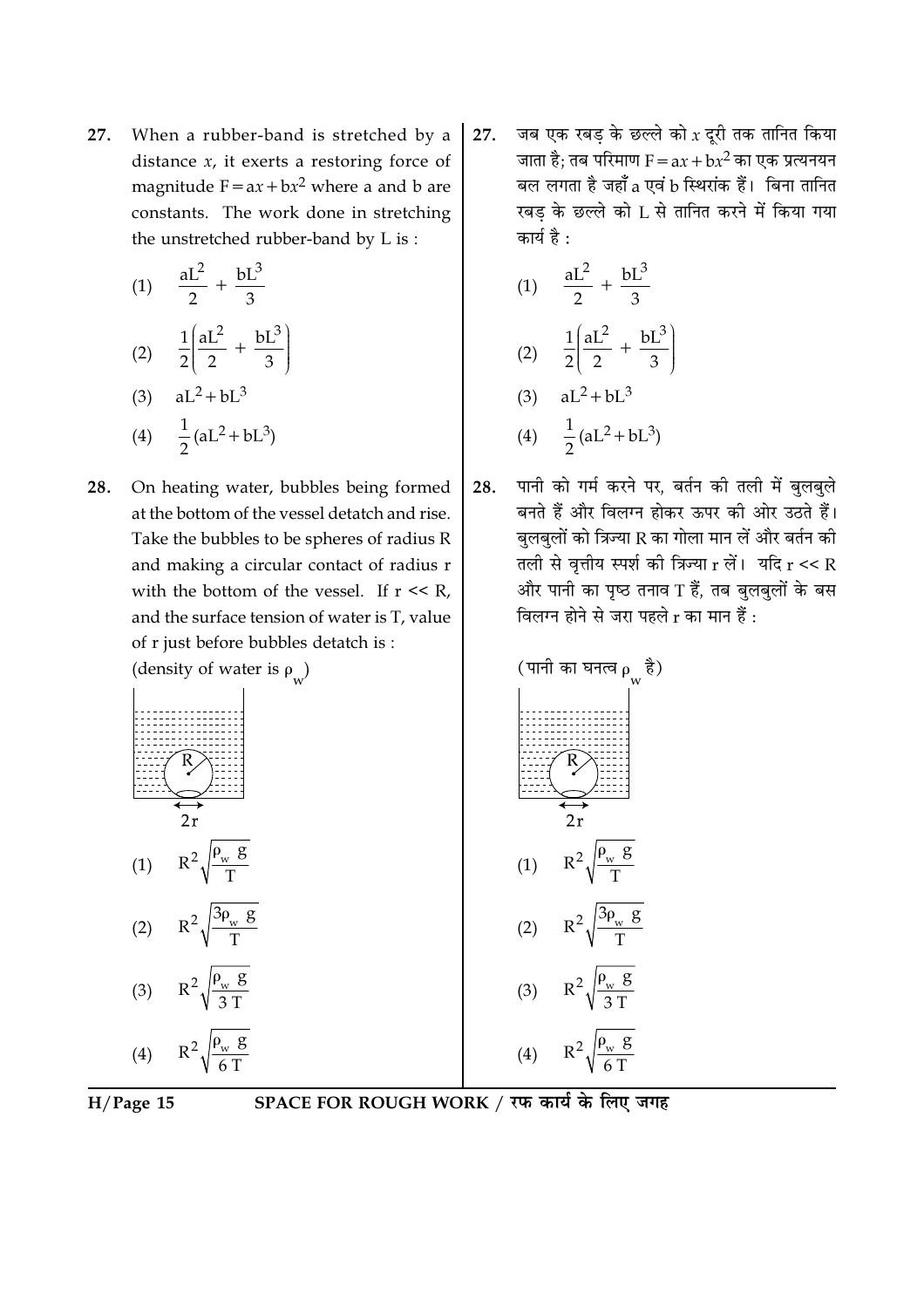27. When a rubber-band is stretched by a distance $x$, it exerts a restoring force of magnitude $F = ax + bx^2$ where a and b are constants. The work done in stretching the unstretched rubber-band by L is :

(1) $\frac{aL^2}{2} + \frac{bL^3}{3}$

(2) $\frac{1}{2}\left(\frac{aL^2}{2} + \frac{bL^3}{3}\right)$

(3) $aL^2 + bL^3$

(4) $\frac{1}{2}(aL^2 + bL^3)$

28. On heating water, bubbles being formed at the bottom of the vessel detatch and rise. Take the bubbles to be spheres of radius R and making a circular contact of radius r with the bottom of the vessel. If r << R, and the surface tension of water is T, value of r just before bubbles detatch is :

(density of water is $\rho_w$)

2r

(1) $R^2\sqrt{\frac{\rho_w g}{T}}$

(2) $R^2\sqrt{\frac{3\rho_w g}{T}}$

(3) $R^2\sqrt{\frac{\rho_w g}{3T}}$

(4) $R^2\sqrt{\frac{\rho_w g}{6T}}$

27. जब एक रबड़ के छल्ले को $x$ दूरी तक तानित किया जाता है; तब परिमाण $F = ax + bx^2$ का एक प्रत्यनयन बल लगता है जहाँ a एवं b स्थिरांक हैं। बिना तानित रबड़ के छल्ले को L से तानित करने में किया गया कार्य है :

(1) $\frac{aL^2}{2} + \frac{bL^3}{3}$

(2) $\frac{1}{2}\left(\frac{aL^2}{2} + \frac{bL^3}{3}\right)$

(3) $aL^2 + bL^3$

(4) $\frac{1}{2}(aL^2 + bL^3)$

28. पानी को गर्म करने पर, बर्तन की तली में बुलबुले बनते हैं और विलग्न होकर ऊपर की ओर उठते हैं। बुलबुलों को त्रिज्या R का गोला मान लें और बर्तन की तली से वृत्तीय स्पर्श की त्रिज्या r लें। यदि r << R और पानी का पृष्ठ तनाव T हैं, तब बुलबुलों के बस विलग्न होने से जरा पहले r का मान हैं :

(पानी का घनत्व $\rho_w$ है)

2r

(1) $R^2\sqrt{\frac{\rho_w g}{T}}$

(2) $R^2\sqrt{\frac{3\rho_w g}{T}}$

(3) $R^2\sqrt{\frac{\rho_w g}{3T}}$

(4) $R^2\sqrt{\frac{\rho_w g}{6T}}$

SPACE FOR ROUGH WORK / रफ कार्य के लिए जगह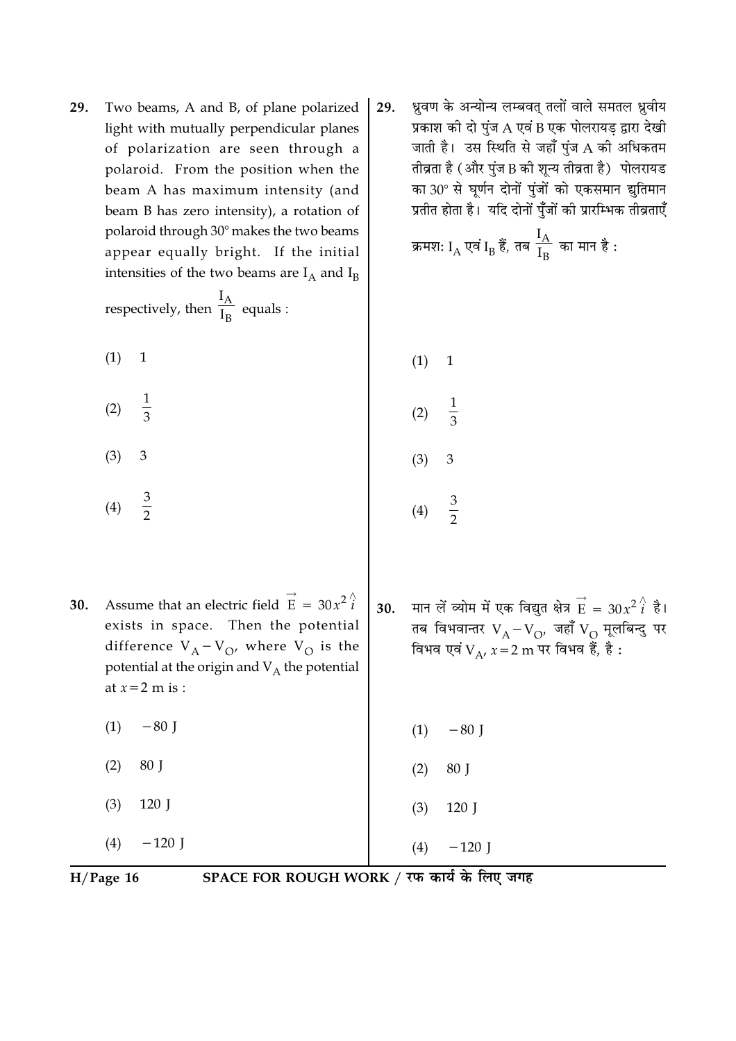29. Two beams, A and B, of plane polarized light with mutually perpendicular planes of polarization are seen through a polaroid. From the position when the beam A has maximum intensity (and beam B has zero intensity), a rotation of polaroid through 30° makes the two beams appear equally bright. If the initial intensities of the two beams are $I_A$ and $I_B$ respectively, then $\frac{I_A}{I_B}$ equals :

(1) 1

(2) $\frac{1}{3}$

(3) 3

(4) $\frac{3}{2}$

29. ध्रुवण के अन्योन्य लम्बवत् तलों वाले समतल ध्रुवीय प्रकाश की दो पुंज A एवं B एक पोलरायड़ द्वारा देखी जाती है। उस स्थिति से जहाँ पुंज A की अधिकतम तीव्रता है (और पुंज B की शून्य तीव्रता है) पोलरायड का 30° से घूर्णन दोनों पुंजों को एकसमान द्युतिमान प्रतीत होता है। यदि दोनों पुँजों की प्रारम्भिक तीव्रताएँ क्रमशः $I_A$ एवं $I_B$ हैं, तब $\frac{I_A}{I_B}$ का मान है :

(1) 1

(2) $\frac{1}{3}$

(3) 3

(4) $\frac{3}{2}$

30. Assume that an electric field $\vec{E} = 30x^2 \hat{i}$ exists in space. Then the potential difference $V_A - V_O$, where $V_O$ is the potential at the origin and $V_A$ the potential at $x = 2$ m is :

(1) $-80$ J

(2) 80 J

(3) 120 J

(4) $-120$ J

30. मान लें व्योम में एक विद्युत क्षेत्र $\vec{E} = 30x^2 \hat{i}$ है। तब विभवान्तर $V_A - V_O$, जहाँ $V_O$ मूलबिन्दु पर विभव एवं $V_A$, $x = 2$ m पर विभव हैं, है :

(1) $-80$ J

(2) 80 J

(3) 120 J

(4) $-120$ J

SPACE FOR ROUGH WORK / रफ कार्य के लिए जगह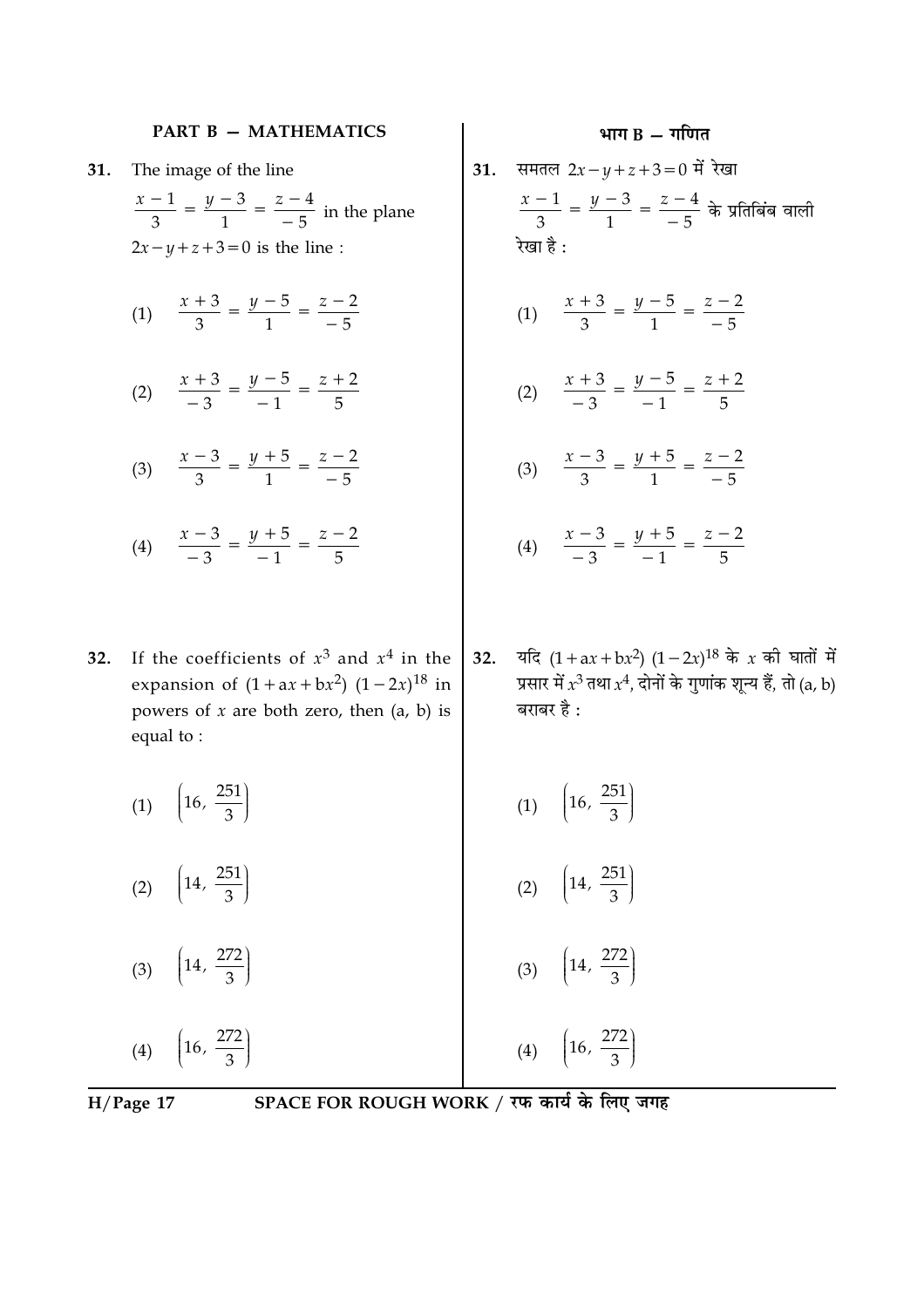## PART B — MATHEMATICS

**31.** The image of the line $\frac{x-1}{3} = \frac{y-3}{1} = \frac{z-4}{-5}$ in the plane $2x - y + z + 3 = 0$ is the line :

(1) $\frac{x+3}{3} = \frac{y-5}{1} = \frac{z-2}{-5}$

(2) $\frac{x+3}{-3} = \frac{y-5}{-1} = \frac{z+2}{5}$

(3) $\frac{x-3}{3} = \frac{y+5}{1} = \frac{z-2}{-5}$

(4) $\frac{x-3}{-3} = \frac{y+5}{-1} = \frac{z-2}{5}$

**32.** If the coefficients of $x^3$ and $x^4$ in the expansion of $(1 + ax + bx^2)(1 - 2x)^{18}$ in powers of $x$ are both zero, then (a, b) is equal to :

(1) $\left(16, \frac{251}{3}\right)$

(2) $\left(14, \frac{251}{3}\right)$

(3) $\left(14, \frac{272}{3}\right)$

(4) $\left(16, \frac{272}{3}\right)$

## भाग B — गणित

**31.** समतल $2x - y + z + 3 = 0$ में रेखा $\frac{x-1}{3} = \frac{y-3}{1} = \frac{z-4}{-5}$ के प्रतिबिंब वाली रेखा है :

(1) $\frac{x+3}{3} = \frac{y-5}{1} = \frac{z-2}{-5}$

(2) $\frac{x+3}{-3} = \frac{y-5}{-1} = \frac{z+2}{5}$

(3) $\frac{x-3}{3} = \frac{y+5}{1} = \frac{z-2}{-5}$

(4) $\frac{x-3}{-3} = \frac{y+5}{-1} = \frac{z-2}{5}$

**32.** यदि $(1 + ax + bx^2)(1 - 2x)^{18}$ के $x$ की घातों में प्रसार में $x^3$ तथा $x^4$, दोनों के गुणांक शून्य हैं, तो (a, b) बराबर है :

(1) $\left(16, \frac{251}{3}\right)$

(2) $\left(14, \frac{251}{3}\right)$

(3) $\left(14, \frac{272}{3}\right)$

(4) $\left(16, \frac{272}{3}\right)$

SPACE FOR ROUGH WORK / रफ कार्य के लिए जगह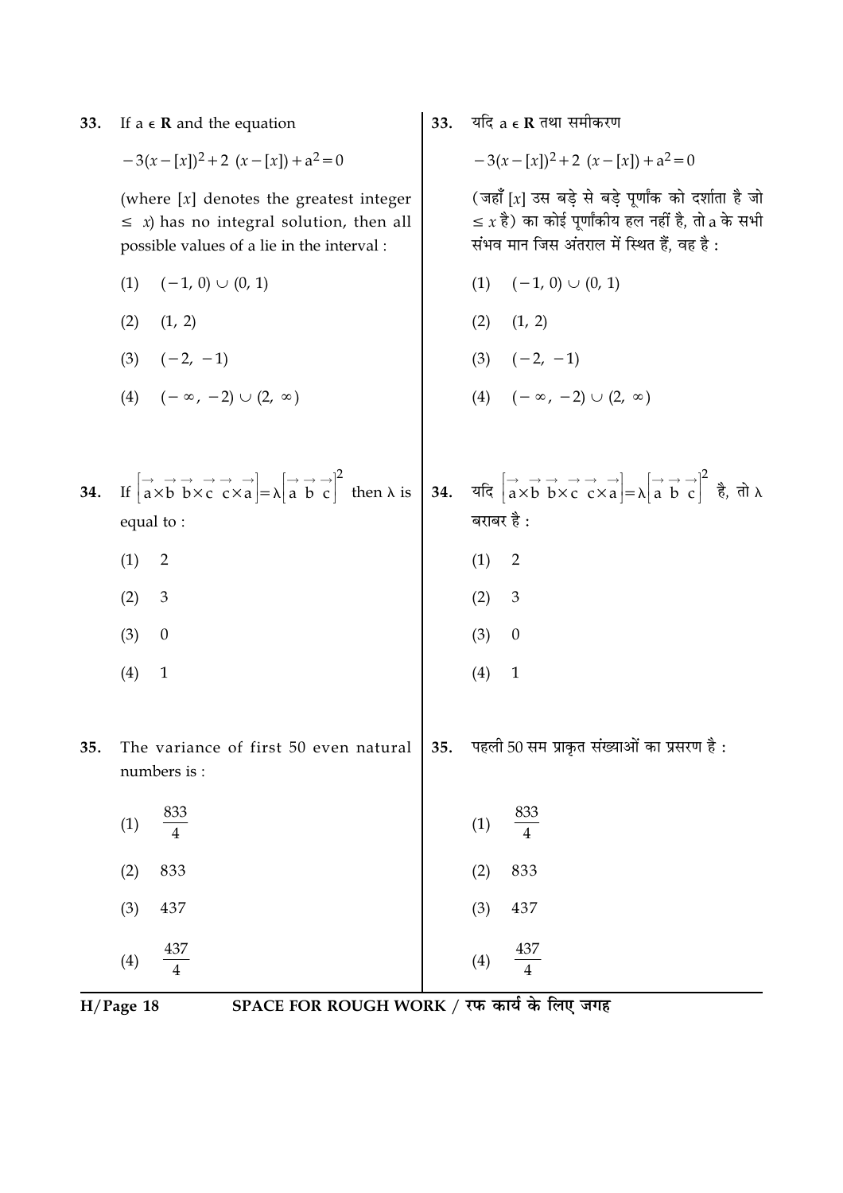33. If $a \in \mathbf{R}$ and the equation

$$-3(x-[x])^2+2\ (x-[x])+a^2=0$$

(where $[x]$ denotes the greatest integer $\leq x$) has no integral solution, then all possible values of a lie in the interval :

(1) $(-1, 0) \cup (0, 1)$

(2) $(1, 2)$

(3) $(-2, -1)$

(4) $(-\infty, -2) \cup (2, \infty)$

33. यदि $a \in \mathbf{R}$ तथा समीकरण

$$-3(x-[x])^2+2\ (x-[x])+a^2=0$$

(जहाँ $[x]$ उस बड़े से बड़े पूर्णांक को दर्शाता है जो $\leq x$ है) का कोई पूर्णांकीय हल नहीं है, तो a के सभी संभव मान जिस अंतराल में स्थित हैं, वह है :

(1) $(-1, 0) \cup (0, 1)$

(2) $(1, 2)$

(3) $(-2, -1)$

(4) $(-\infty, -2) \cup (2, \infty)$

34. If $\left[\vec{a}\times\vec{b}\ \ \vec{b}\times\vec{c}\ \ \vec{c}\times\vec{a}\right]=\lambda\left[\vec{a}\ \vec{b}\ \vec{c}\right]^2$ then $\lambda$ is equal to :

(1) 2

(2) 3

(3) 0

(4) 1

34. यदि $\left[\vec{a}\times\vec{b}\ \ \vec{b}\times\vec{c}\ \ \vec{c}\times\vec{a}\right]=\lambda\left[\vec{a}\ \vec{b}\ \vec{c}\right]^2$ है, तो $\lambda$ बराबर है :

(1) 2

(2) 3

(3) 0

(4) 1

35. The variance of first 50 even natural numbers is :

(1) $\frac{833}{4}$

(2) 833

(3) 437

(4) $\frac{437}{4}$

35. पहली 50 सम प्राकृत संख्याओं का प्रसरण है :

(1) $\frac{833}{4}$

(2) 833

(3) 437

(4) $\frac{437}{4}$

SPACE FOR ROUGH WORK / रफ कार्य के लिए जगह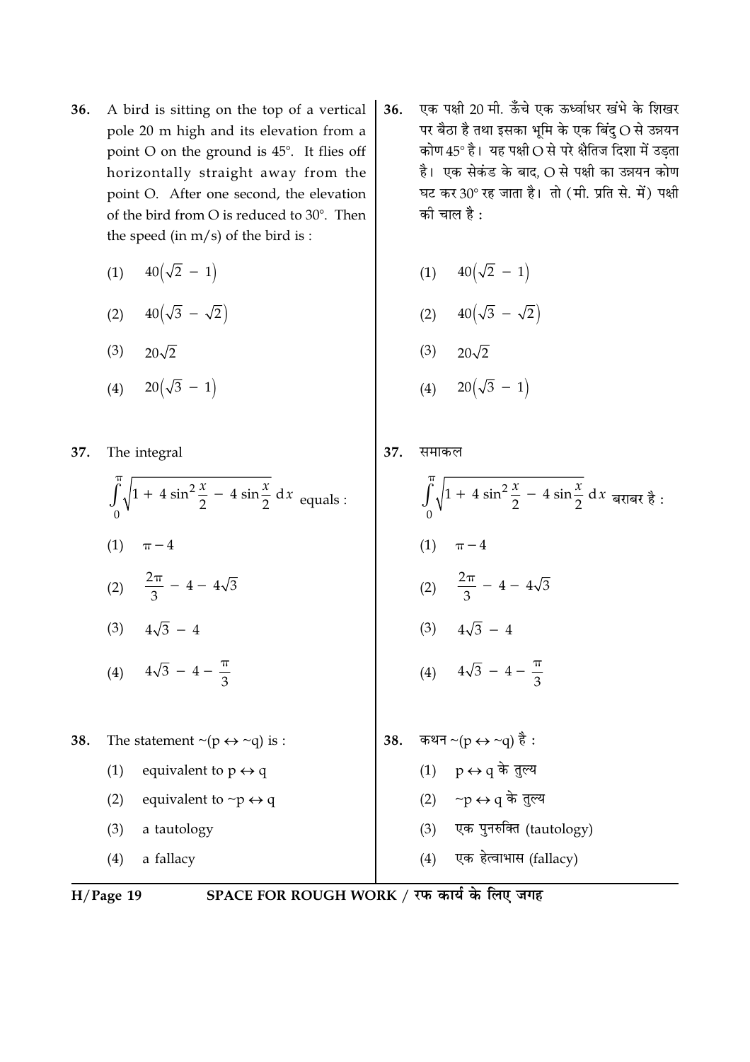36. A bird is sitting on the top of a vertical pole 20 m high and its elevation from a point O on the ground is 45°. It flies off horizontally straight away from the point O. After one second, the elevation of the bird from O is reduced to 30°. Then the speed (in m/s) of the bird is :

(1) $40(\sqrt{2} - 1)$

(2) $40(\sqrt{3} - \sqrt{2})$

(3) $20\sqrt{2}$

(4) $20(\sqrt{3} - 1)$

37. The integral

$$\int_0^{\pi} \sqrt{1 + 4\sin^2\frac{x}{2} - 4\sin\frac{x}{2}}\, dx$$ equals :

(1) $\pi - 4$

(2) $\frac{2\pi}{3} - 4 - 4\sqrt{3}$

(3) $4\sqrt{3} - 4$

(4) $4\sqrt{3} - 4 - \frac{\pi}{3}$

38. The statement $\sim(p \leftrightarrow \sim q)$ is :

(1) equivalent to $p \leftrightarrow q$

(2) equivalent to $\sim p \leftrightarrow q$

(3) a tautology

(4) a fallacy

36. एक पक्षी 20 मी. ऊँचे एक ऊर्ध्वाधर खंभे के शिखर पर बैठा है तथा इसका भूमि के एक बिंदु O से उन्नयन कोण 45° है। यह पक्षी O से परे क्षैतिज दिशा में उड़ता है। एक सेकंड के बाद, O से पक्षी का उन्नयन कोण घट कर 30° रह जाता है। तो (मी. प्रति से. में) पक्षी की चाल है :

(1) $40(\sqrt{2} - 1)$

(2) $40(\sqrt{3} - \sqrt{2})$

(3) $20\sqrt{2}$

(4) $20(\sqrt{3} - 1)$

37. समाकल

$$\int_0^{\pi} \sqrt{1 + 4\sin^2\frac{x}{2} - 4\sin\frac{x}{2}}\, dx$$ बराबर है :

(1) $\pi - 4$

(2) $\frac{2\pi}{3} - 4 - 4\sqrt{3}$

(3) $4\sqrt{3} - 4$

(4) $4\sqrt{3} - 4 - \frac{\pi}{3}$

38. कथन $\sim(p \leftrightarrow \sim q)$ है :

(1) $p \leftrightarrow q$ के तुल्य

(2) $\sim p \leftrightarrow q$ के तुल्य

(3) एक पुनरुक्ति (tautology)

(4) एक हेत्वाभास (fallacy)

SPACE FOR ROUGH WORK / रफ कार्य के लिए जगह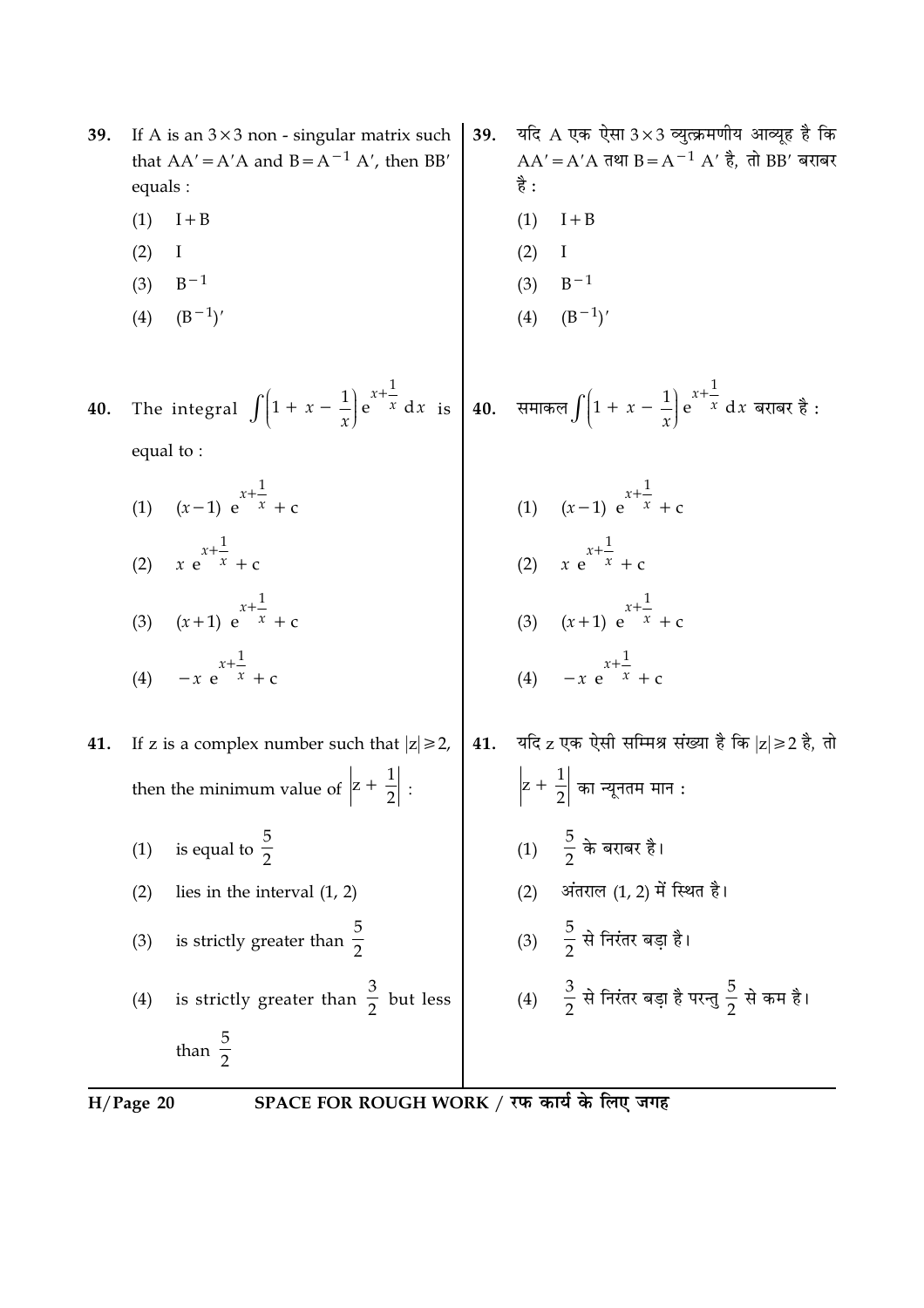39. If A is an $3 \times 3$ non - singular matrix such that $AA' = A'A$ and $B = A^{-1} A'$, then $BB'$ equals :

(1) $I + B$

(2) $I$

(3) $B^{-1}$

(4) $(B^{-1})'$

39. यदि A एक ऐसा $3 \times 3$ व्युत्क्रमणीय आव्यूह है कि $AA' = A'A$ तथा $B = A^{-1} A'$ है, तो $BB'$ बराबर है :

(1) $I + B$

(2) $I$

(3) $B^{-1}$

(4) $(B^{-1})'$

40. The integral $\int \left(1 + x - \frac{1}{x}\right) e^{x + \frac{1}{x}} dx$ is equal to :

(1) $(x-1) e^{x+\frac{1}{x}} + c$

(2) $x e^{x+\frac{1}{x}} + c$

(3) $(x+1) e^{x+\frac{1}{x}} + c$

(4) $-x e^{x+\frac{1}{x}} + c$

40. समाकल $\int \left(1 + x - \frac{1}{x}\right) e^{x + \frac{1}{x}} dx$ बराबर है :

(1) $(x-1) e^{x+\frac{1}{x}} + c$

(2) $x e^{x+\frac{1}{x}} + c$

(3) $(x+1) e^{x+\frac{1}{x}} + c$

(4) $-x e^{x+\frac{1}{x}} + c$

41. If z is a complex number such that $|z| \geq 2$, then the minimum value of $\left|z + \frac{1}{2}\right|$ :

(1) is equal to $\frac{5}{2}$

(2) lies in the interval (1, 2)

(3) is strictly greater than $\frac{5}{2}$

(4) is strictly greater than $\frac{3}{2}$ but less than $\frac{5}{2}$

41. यदि z एक ऐसी सम्मिश्र संख्या है कि $|z| \geq 2$ है, तो $\left|z + \frac{1}{2}\right|$ का न्यूनतम मान :

(1) $\frac{5}{2}$ के बराबर है।

(2) अंतराल (1, 2) में स्थित है।

(3) $\frac{5}{2}$ से निरंतर बड़ा है।

(4) $\frac{3}{2}$ से निरंतर बड़ा है परन्तु $\frac{5}{2}$ से कम है।

SPACE FOR ROUGH WORK / रफ कार्य के लिए जगह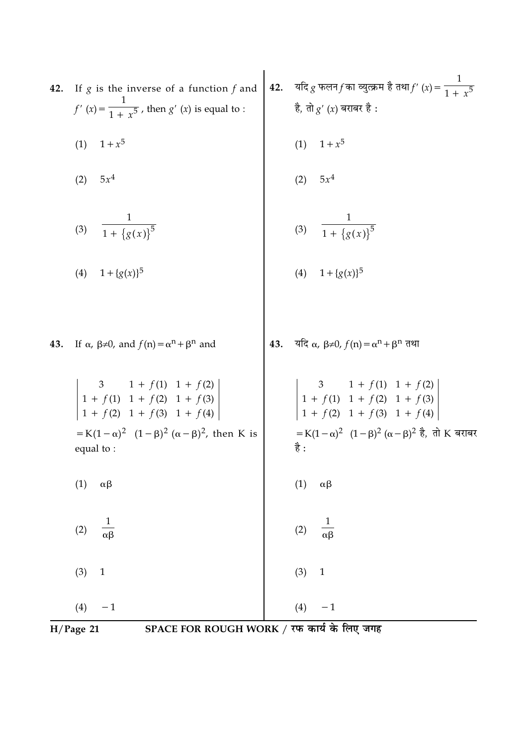**42.** If $g$ is the inverse of a function $f$ and $f'(x) = \dfrac{1}{1+x^5}$, then $g'(x)$ is equal to :

(1) $1+x^5$

(2) $5x^4$

(3) $\dfrac{1}{1+\{g(x)\}^5}$

(4) $1+\{g(x)\}^5$

**42.** यदि $g$ फलन $f$ का व्युत्क्रम है तथा $f'(x) = \dfrac{1}{1+x^5}$ है, तो $g'(x)$ बराबर है :

(1) $1+x^5$

(2) $5x^4$

(3) $\dfrac{1}{1+\{g(x)\}^5}$

(4) $1+\{g(x)\}^5$

**43.** If $\alpha, \beta \neq 0$, and $f(n) = \alpha^n + \beta^n$ and

$$\begin{vmatrix} 3 & 1+f(1) & 1+f(2) \\ 1+f(1) & 1+f(2) & 1+f(3) \\ 1+f(2) & 1+f(3) & 1+f(4) \end{vmatrix}$$

$= K(1-\alpha)^2 \ (1-\beta)^2 \ (\alpha-\beta)^2$, then K is equal to :

(1) $\alpha\beta$

(2) $\dfrac{1}{\alpha\beta}$

(3) $1$

(4) $-1$

**43.** यदि $\alpha, \beta \neq 0$, $f(n) = \alpha^n + \beta^n$ तथा

$$\begin{vmatrix} 3 & 1+f(1) & 1+f(2) \\ 1+f(1) & 1+f(2) & 1+f(3) \\ 1+f(2) & 1+f(3) & 1+f(4) \end{vmatrix}$$

$= K(1-\alpha)^2 \ (1-\beta)^2 \ (\alpha-\beta)^2$ है, तो K बराबर है :

(1) $\alpha\beta$

(2) $\dfrac{1}{\alpha\beta}$

(3) $1$

(4) $-1$

SPACE FOR ROUGH WORK / रफ कार्य के लिए जगह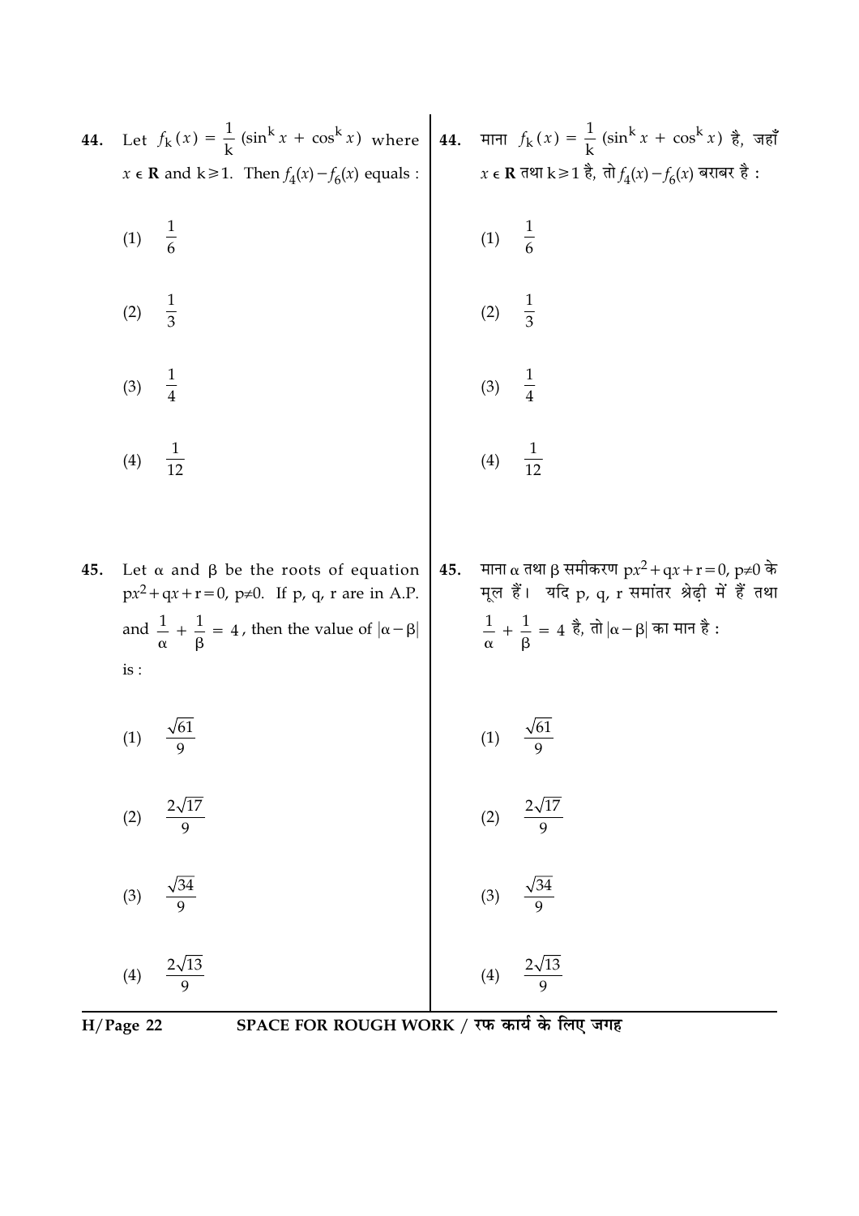**44.** Let $f_k(x) = \frac{1}{k}(\sin^k x + \cos^k x)$ where $x \in \mathbf{R}$ and $k \geq 1$. Then $f_4(x) - f_6(x)$ equals :

(1) $\frac{1}{6}$

(2) $\frac{1}{3}$

(3) $\frac{1}{4}$

(4) $\frac{1}{12}$

**44.** माना $f_k(x) = \frac{1}{k}(\sin^k x + \cos^k x)$ है, जहाँ $x \in \mathbf{R}$ तथा $k \geq 1$ है, तो $f_4(x) - f_6(x)$ बराबर है :

(1) $\frac{1}{6}$

(2) $\frac{1}{3}$

(3) $\frac{1}{4}$

(4) $\frac{1}{12}$

**45.** Let $\alpha$ and $\beta$ be the roots of equation $px^2 + qx + r = 0$, $p \neq 0$. If p, q, r are in A.P. and $\frac{1}{\alpha} + \frac{1}{\beta} = 4$, then the value of $|\alpha - \beta|$ is :

(1) $\frac{\sqrt{61}}{9}$

(2) $\frac{2\sqrt{17}}{9}$

(3) $\frac{\sqrt{34}}{9}$

(4) $\frac{2\sqrt{13}}{9}$

**45.** माना $\alpha$ तथा $\beta$ समीकरण $px^2 + qx + r = 0$, $p \neq 0$ के मूल हैं। यदि p, q, r समांतर श्रेढ़ी में हैं तथा $\frac{1}{\alpha} + \frac{1}{\beta} = 4$ है, तो $|\alpha - \beta|$ का मान है :

(1) $\frac{\sqrt{61}}{9}$

(2) $\frac{2\sqrt{17}}{9}$

(3) $\frac{\sqrt{34}}{9}$

(4) $\frac{2\sqrt{13}}{9}$

SPACE FOR ROUGH WORK / रफ कार्य के लिए जगह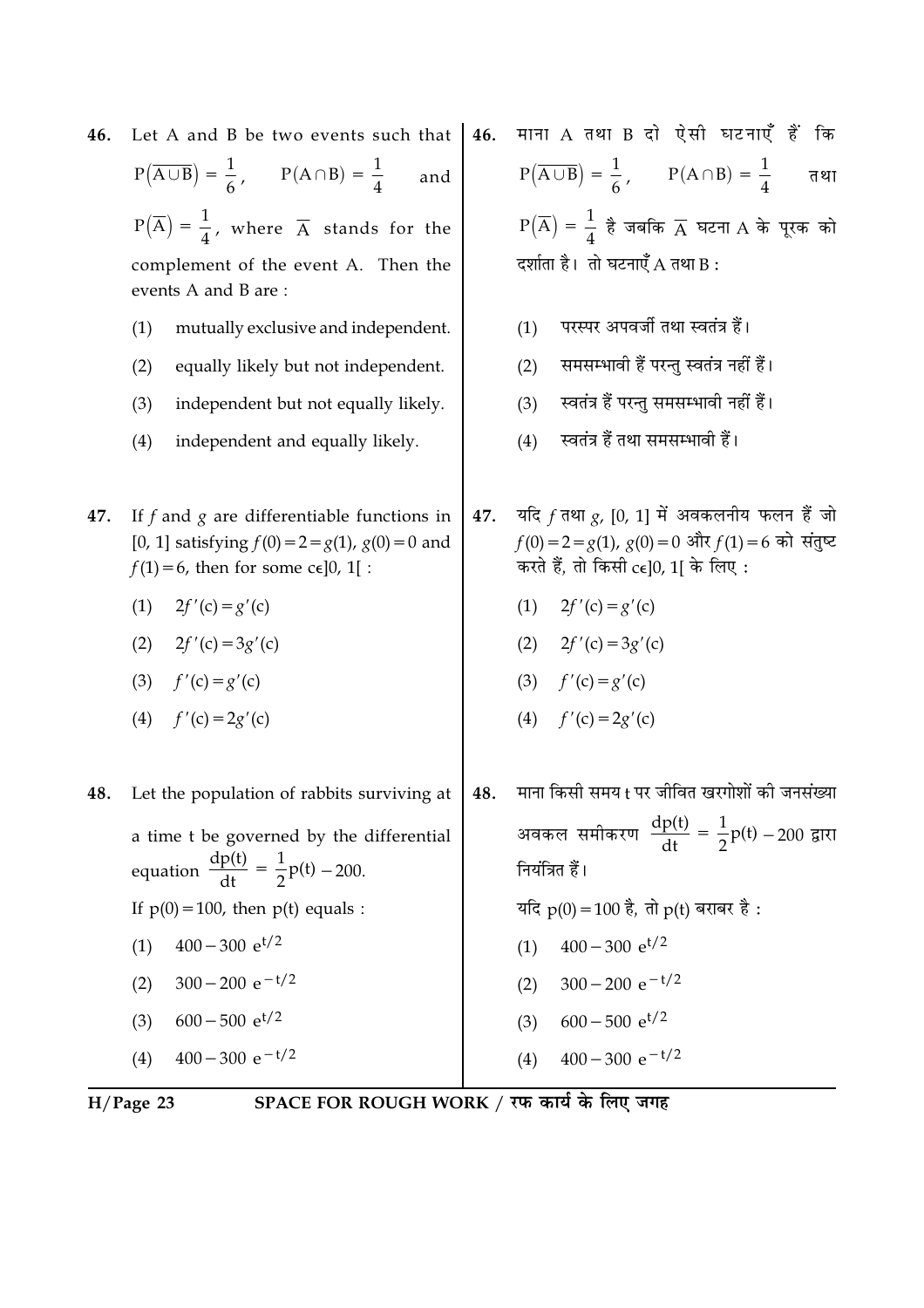**46.** Let A and B be two events such that $P(\overline{A \cup B}) = \frac{1}{6}$, $P(A \cap B) = \frac{1}{4}$ and $P(\overline{A}) = \frac{1}{4}$, where $\overline{A}$ stands for the complement of the event A. Then the events A and B are :

(1) mutually exclusive and independent.

(2) equally likely but not independent.

(3) independent but not equally likely.

(4) independent and equally likely.

**46.** माना A तथा B दो ऐसी घटनाएँ हैं कि $P(\overline{A \cup B}) = \frac{1}{6}$, $P(A \cap B) = \frac{1}{4}$ तथा $P(\overline{A}) = \frac{1}{4}$ है जबकि $\overline{A}$ घटना A के पूरक को दर्शाता है। तो घटनाएँ A तथा B :

(1) परस्पर अपवर्जी तथा स्वतंत्र हैं।

(2) समसम्भावी हैं परन्तु स्वतंत्र नहीं हैं।

(3) स्वतंत्र हैं परन्तु समसम्भावी नहीं हैं।

(4) स्वतंत्र हैं तथा समसम्भावी हैं।

**47.** If $f$ and $g$ are differentiable functions in [0, 1] satisfying $f(0) = 2 = g(1)$, $g(0) = 0$ and $f(1) = 6$, then for some $c \in ]0, 1[$ :

(1) $2f'(c) = g'(c)$

(2) $2f'(c) = 3g'(c)$

(3) $f'(c) = g'(c)$

(4) $f'(c) = 2g'(c)$

**47.** यदि $f$ तथा $g$, [0, 1] में अवकलनीय फलन हैं जो $f(0) = 2 = g(1)$, $g(0) = 0$ और $f(1) = 6$ को संतुष्ट करते हैं, तो किसी $c \in ]0, 1[$ के लिए :

(1) $2f'(c) = g'(c)$

(2) $2f'(c) = 3g'(c)$

(3) $f'(c) = g'(c)$

(4) $f'(c) = 2g'(c)$

**48.** Let the population of rabbits surviving at a time t be governed by the differential equation $\frac{dp(t)}{dt} = \frac{1}{2}p(t) - 200$.

If $p(0) = 100$, then $p(t)$ equals :

(1) $400 - 300\ e^{t/2}$

(2) $300 - 200\ e^{-t/2}$

(3) $600 - 500\ e^{t/2}$

(4) $400 - 300\ e^{-t/2}$

**48.** माना किसी समय t पर जीवित खरगोशों की जनसंख्या अवकल समीकरण $\frac{dp(t)}{dt} = \frac{1}{2}p(t) - 200$ द्वारा नियंत्रित हैं।

यदि $p(0) = 100$ है, तो $p(t)$ बराबर है :

(1) $400 - 300\ e^{t/2}$

(2) $300 - 200\ e^{-t/2}$

(3) $600 - 500\ e^{t/2}$

(4) $400 - 300\ e^{-t/2}$

SPACE FOR ROUGH WORK / रफ कार्य के लिए जगह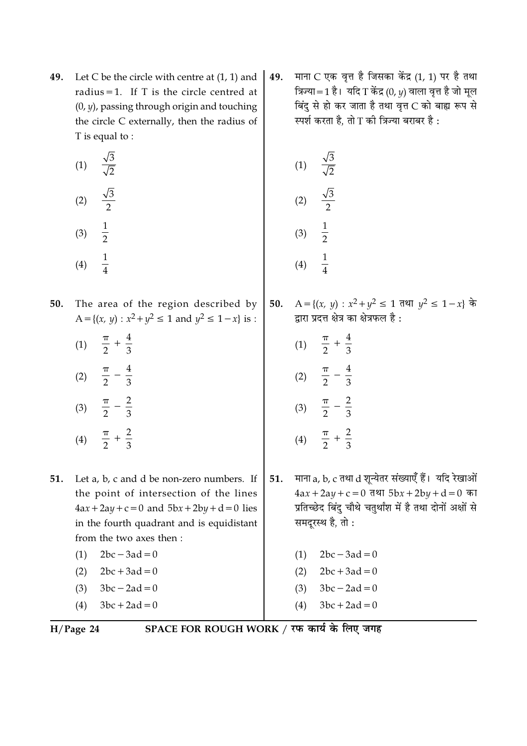49. Let C be the circle with centre at (1, 1) and radius = 1. If T is the circle centred at (0, $y$), passing through origin and touching the circle C externally, then the radius of T is equal to :

(1) $\frac{\sqrt{3}}{\sqrt{2}}$

(2) $\frac{\sqrt{3}}{2}$

(3) $\frac{1}{2}$

(4) $\frac{1}{4}$

49. माना C एक वृत्त है जिसका केंद्र (1, 1) पर है तथा त्रिज्या = 1 है। यदि T केंद्र (0, $y$) वाला वृत्त है जो मूल बिंदु से हो कर जाता है तथा वृत्त C को बाह्य रूप से स्पर्श करता है, तो T की त्रिज्या बराबर है :

(1) $\frac{\sqrt{3}}{\sqrt{2}}$

(2) $\frac{\sqrt{3}}{2}$

(3) $\frac{1}{2}$

(4) $\frac{1}{4}$

50. The area of the region described by $A = \{(x, y) : x^2 + y^2 \leq 1 \text{ and } y^2 \leq 1 - x\}$ is :

(1) $\frac{\pi}{2} + \frac{4}{3}$

(2) $\frac{\pi}{2} - \frac{4}{3}$

(3) $\frac{\pi}{2} - \frac{2}{3}$

(4) $\frac{\pi}{2} + \frac{2}{3}$

50. $A = \{(x, y) : x^2 + y^2 \leq 1$ तथा $y^2 \leq 1 - x\}$ के द्वारा प्रदत्त क्षेत्र का क्षेत्रफल है :

(1) $\frac{\pi}{2} + \frac{4}{3}$

(2) $\frac{\pi}{2} - \frac{4}{3}$

(3) $\frac{\pi}{2} - \frac{2}{3}$

(4) $\frac{\pi}{2} + \frac{2}{3}$

51. Let a, b, c and d be non-zero numbers. If the point of intersection of the lines $4ax + 2ay + c = 0$ and $5bx + 2by + d = 0$ lies in the fourth quadrant and is equidistant from the two axes then :

(1) $2bc - 3ad = 0$

(2) $2bc + 3ad = 0$

(3) $3bc - 2ad = 0$

(4) $3bc + 2ad = 0$

51. माना a, b, c तथा d शून्येतर संख्याएँ हैं। यदि रेखाओं $4ax + 2ay + c = 0$ तथा $5bx + 2by + d = 0$ का प्रतिच्छेद बिंदु चौथे चतुर्थांश में है तथा दोनों अक्षों से समदूरस्थ है, तो :

(1) $2bc - 3ad = 0$

(2) $2bc + 3ad = 0$

(3) $3bc - 2ad = 0$

(4) $3bc + 2ad = 0$

SPACE FOR ROUGH WORK / रफ कार्य के लिए जगह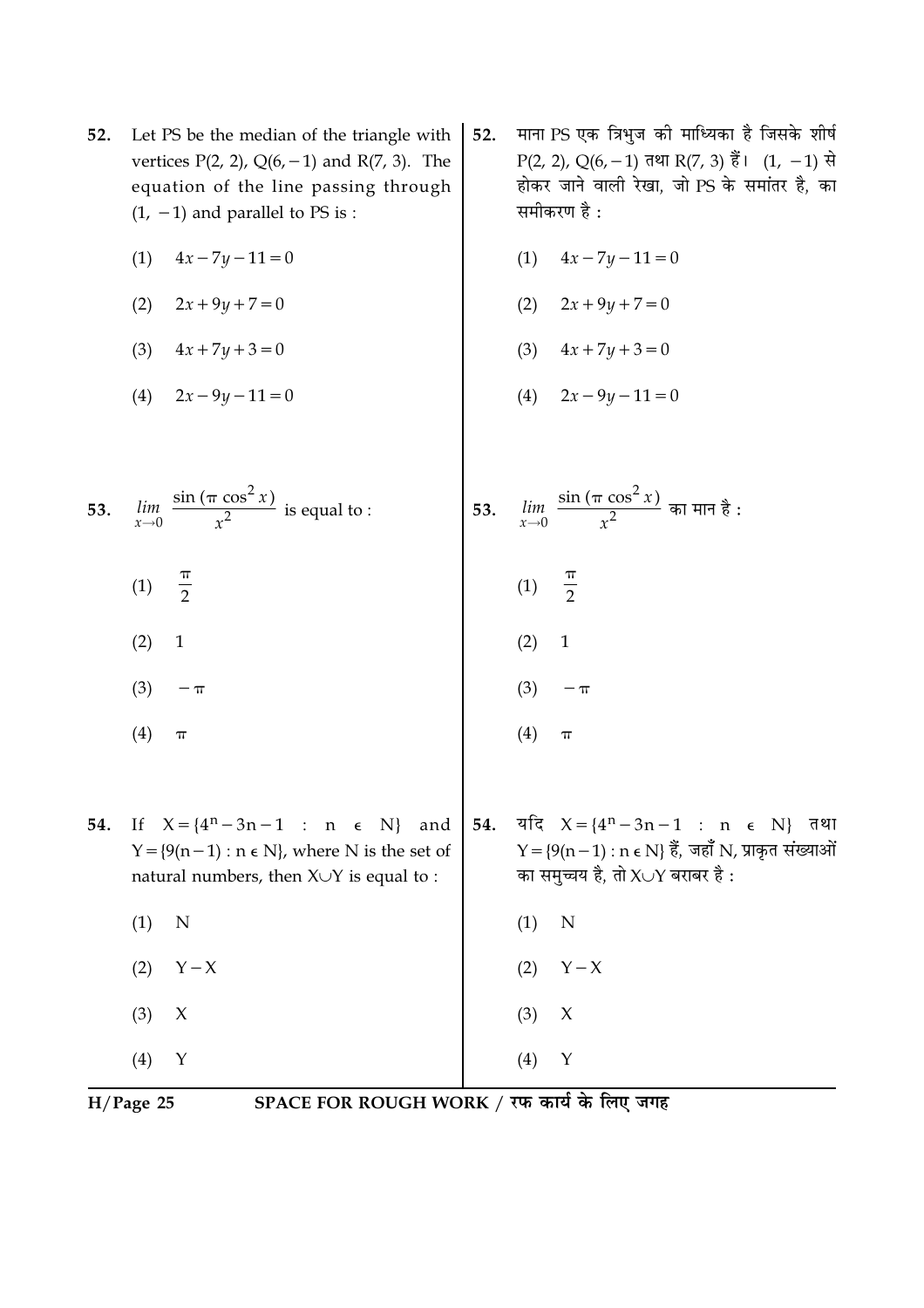52. Let PS be the median of the triangle with vertices P(2, 2), Q(6, −1) and R(7, 3). The equation of the line passing through (1, −1) and parallel to PS is :

(1) $4x-7y-11=0$

(2) $2x+9y+7=0$

(3) $4x+7y+3=0$

(4) $2x-9y-11=0$

52. माना PS एक त्रिभुज की माध्यिका है जिसके शीर्ष P(2, 2), Q(6, −1) तथा R(7, 3) हैं। (1, −1) से होकर जाने वाली रेखा, जो PS के समांतर है, का समीकरण है :

(1) $4x-7y-11=0$

(2) $2x+9y+7=0$

(3) $4x+7y+3=0$

(4) $2x-9y-11=0$

53. $\lim\limits_{x \to 0} \dfrac{\sin(\pi \cos^2 x)}{x^2}$ is equal to :

(1) $\frac{\pi}{2}$

(2) 1

(3) $-\pi$

(4) $\pi$

53. $\lim\limits_{x \to 0} \dfrac{\sin(\pi \cos^2 x)}{x^2}$ का मान है :

(1) $\frac{\pi}{2}$

(2) 1

(3) $-\pi$

(4) $\pi$

54. If $X = \{4^n - 3n - 1 : n \in N\}$ and $Y = \{9(n-1) : n \in N\}$, where N is the set of natural numbers, then $X \cup Y$ is equal to :

(1) N

(2) $Y - X$

(3) X

(4) Y

54. यदि $X = \{4^n - 3n - 1 : n \in N\}$ तथा $Y = \{9(n-1) : n \in N\}$ हैं, जहाँ N, प्राकृत संख्याओं का समुच्चय है, तो $X \cup Y$ बराबर है :

(1) N

(2) $Y - X$

(3) X

(4) Y

SPACE FOR ROUGH WORK / रफ कार्य के लिए जगह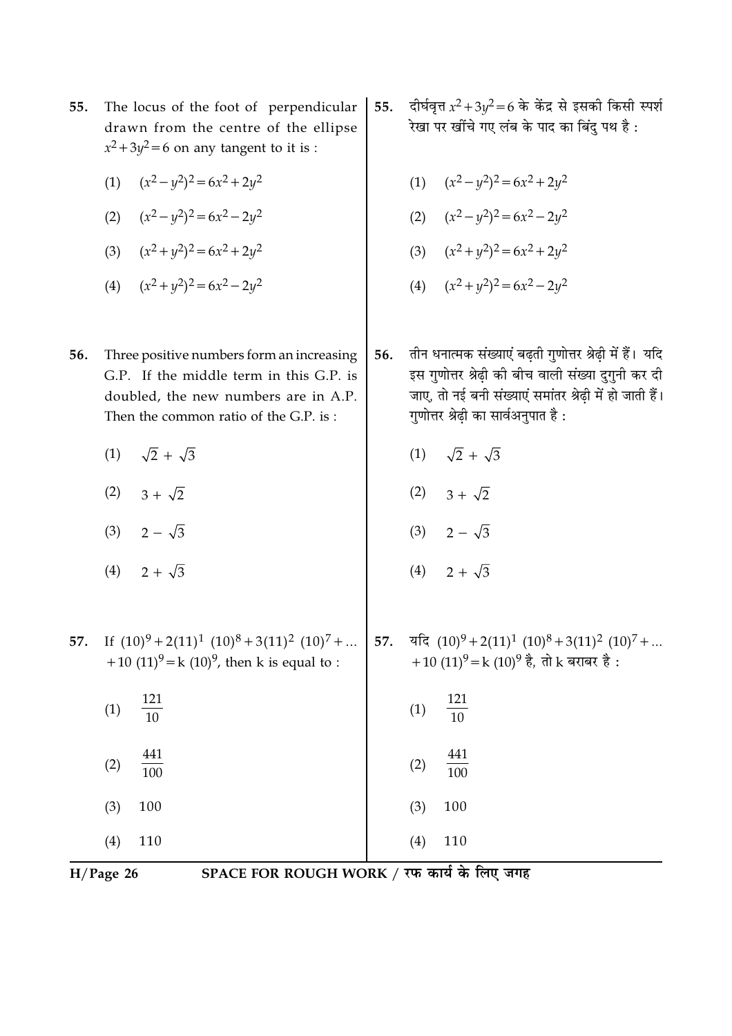55. The locus of the foot of perpendicular drawn from the centre of the ellipse $x^2+3y^2=6$ on any tangent to it is :

(1) $(x^2-y^2)^2=6x^2+2y^2$

(2) $(x^2-y^2)^2=6x^2-2y^2$

(3) $(x^2+y^2)^2=6x^2+2y^2$

(4) $(x^2+y^2)^2=6x^2-2y^2$

55. दीर्घवृत्त $x^2+3y^2=6$ के केंद्र से इसकी किसी स्पर्श रेखा पर खींचे गए लंब के पाद का बिंदु पथ है :

(1) $(x^2-y^2)^2=6x^2+2y^2$

(2) $(x^2-y^2)^2=6x^2-2y^2$

(3) $(x^2+y^2)^2=6x^2+2y^2$

(4) $(x^2+y^2)^2=6x^2-2y^2$

56. Three positive numbers form an increasing G.P. If the middle term in this G.P. is doubled, the new numbers are in A.P. Then the common ratio of the G.P. is :

(1) $\sqrt{2}+\sqrt{3}$

(2) $3+\sqrt{2}$

(3) $2-\sqrt{3}$

(4) $2+\sqrt{3}$

56. तीन धनात्मक संख्याएं बढ़ती गुणोत्तर श्रेढ़ी में हैं। यदि इस गुणोत्तर श्रेढ़ी की बीच वाली संख्या दुगुनी कर दी जाए, तो नई बनी संख्याएं समांतर श्रेढ़ी में हो जाती हैं। गुणोत्तर श्रेढ़ी का सार्वअनुपात है :

(1) $\sqrt{2}+\sqrt{3}$

(2) $3+\sqrt{2}$

(3) $2-\sqrt{3}$

(4) $2+\sqrt{3}$

57. If $(10)^9+2(11)^1\ (10)^8+3(11)^2\ (10)^7+\ldots+10\ (11)^9=k\ (10)^9$, then k is equal to :

(1) $\frac{121}{10}$

(2) $\frac{441}{100}$

(3) 100

(4) 110

57. यदि $(10)^9+2(11)^1\ (10)^8+3(11)^2\ (10)^7+\ldots+10\ (11)^9=k\ (10)^9$ है, तो k बराबर है :

(1) $\frac{121}{10}$

(2) $\frac{441}{100}$

(3) 100

(4) 110

SPACE FOR ROUGH WORK / रफ कार्य के लिए जगह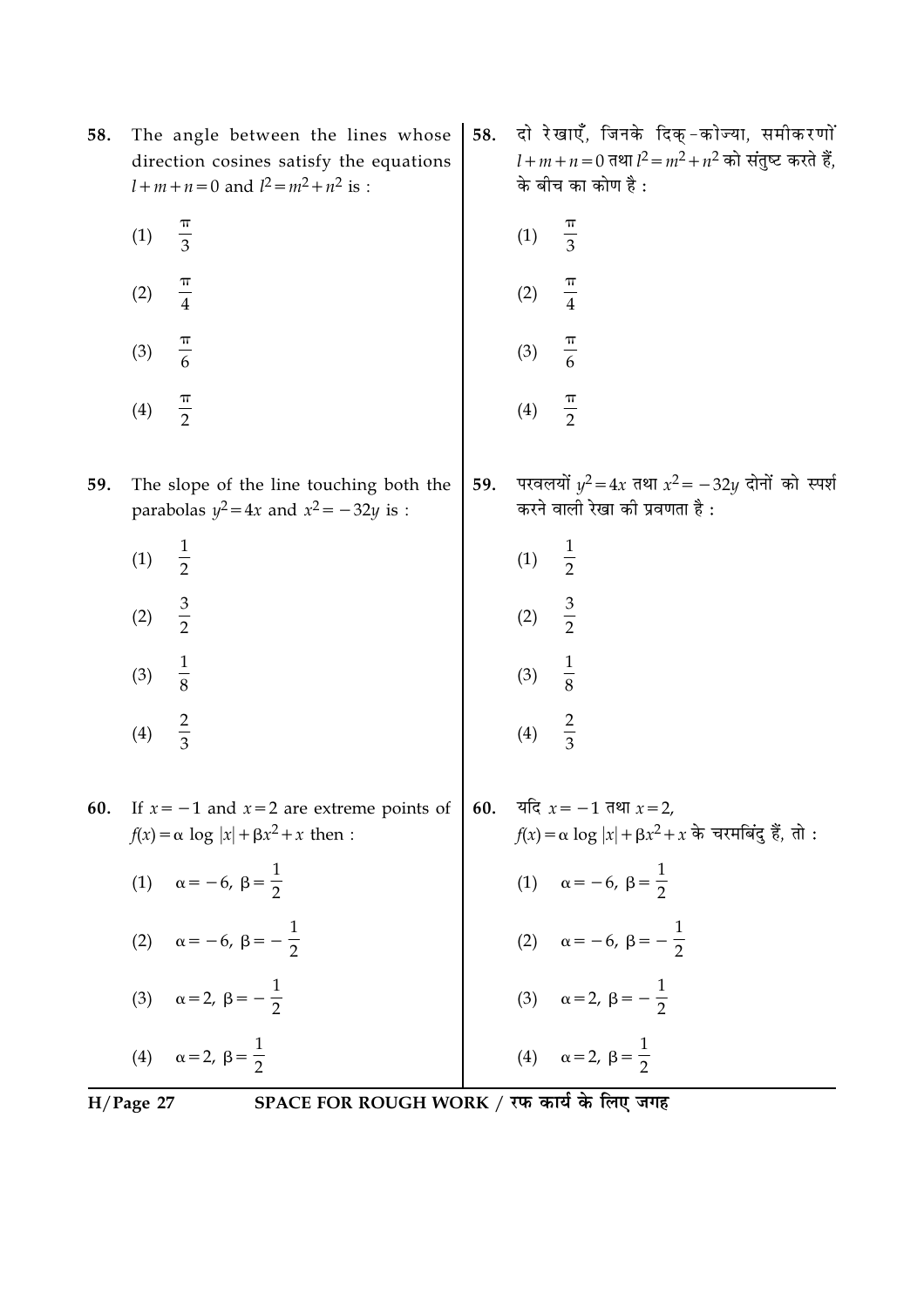58. The angle between the lines whose direction cosines satisfy the equations $l+m+n=0$ and $l^2=m^2+n^2$ is :

(1) $\frac{\pi}{3}$

(2) $\frac{\pi}{4}$

(3) $\frac{\pi}{6}$

(4) $\frac{\pi}{2}$

58. दो रेखाएँ, जिनके दिक्-कोज्या, समीकरणों $l+m+n=0$ तथा $l^2=m^2+n^2$ को संतुष्ट करते हैं, के बीच का कोण है :

(1) $\frac{\pi}{3}$

(2) $\frac{\pi}{4}$

(3) $\frac{\pi}{6}$

(4) $\frac{\pi}{2}$

59. The slope of the line touching both the parabolas $y^2=4x$ and $x^2=-32y$ is :

(1) $\frac{1}{2}$

(2) $\frac{3}{2}$

(3) $\frac{1}{8}$

(4) $\frac{2}{3}$

59. परवलयों $y^2=4x$ तथा $x^2=-32y$ दोनों को स्पर्श करने वाली रेखा की प्रवणता है :

(1) $\frac{1}{2}$

(2) $\frac{3}{2}$

(3) $\frac{1}{8}$

(4) $\frac{2}{3}$

60. If $x=-1$ and $x=2$ are extreme points of $f(x)=\alpha \log |x|+\beta x^2+x$ then :

(1) $\alpha=-6,\ \beta=\frac{1}{2}$

(2) $\alpha=-6,\ \beta=-\frac{1}{2}$

(3) $\alpha=2,\ \beta=-\frac{1}{2}$

(4) $\alpha=2,\ \beta=\frac{1}{2}$

60. यदि $x=-1$ तथा $x=2$, $f(x)=\alpha \log |x|+\beta x^2+x$ के चरमबिंदु हैं, तो :

(1) $\alpha=-6,\ \beta=\frac{1}{2}$

(2) $\alpha=-6,\ \beta=-\frac{1}{2}$

(3) $\alpha=2,\ \beta=-\frac{1}{2}$

(4) $\alpha=2,\ \beta=\frac{1}{2}$

SPACE FOR ROUGH WORK / रफ कार्य के लिए जगह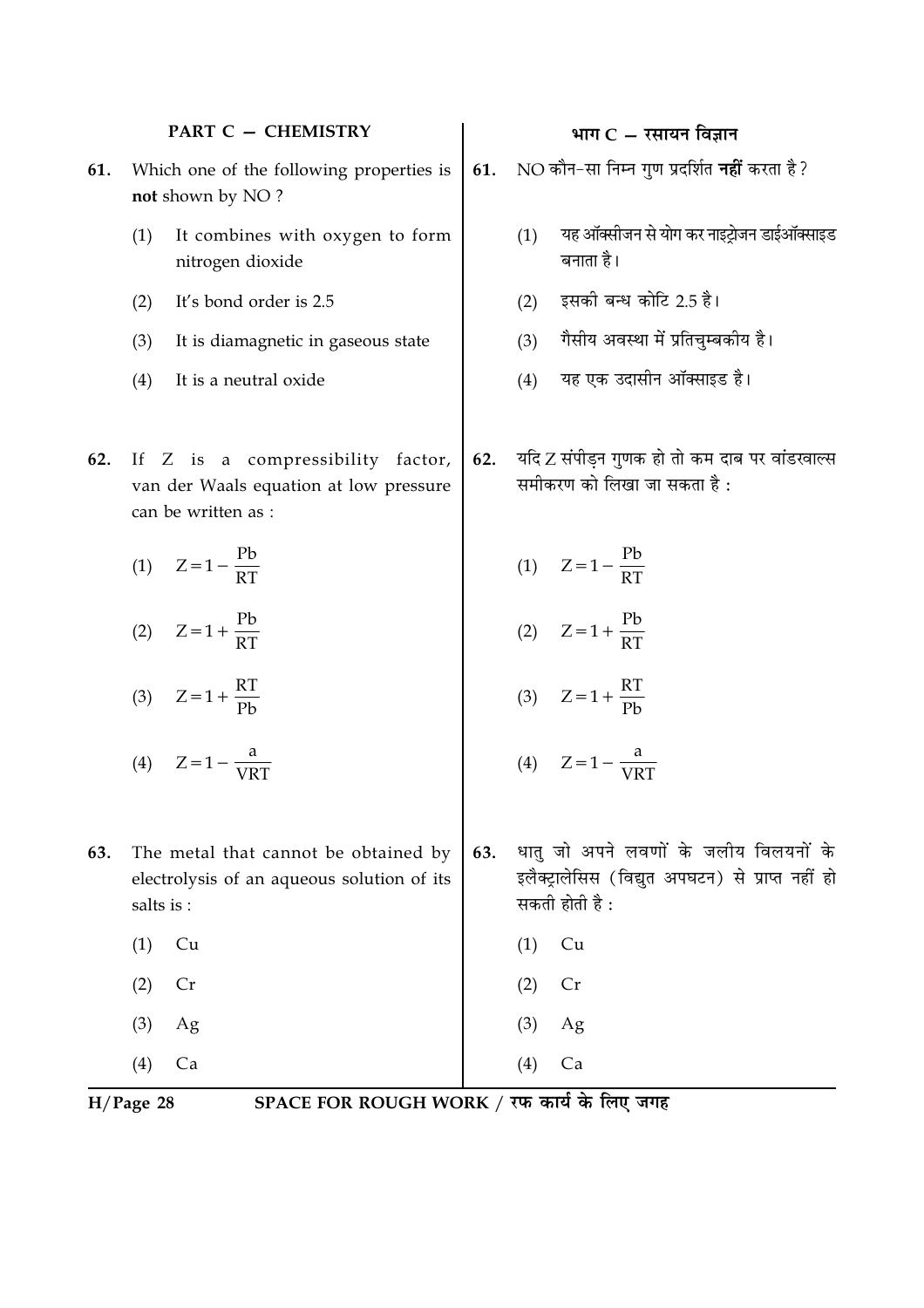## PART C — CHEMISTRY

## भाग C — रसायन विज्ञान

**61.** Which one of the following properties is **not** shown by NO ?

(1) It combines with oxygen to form nitrogen dioxide

(2) It's bond order is 2.5

(3) It is diamagnetic in gaseous state

(4) It is a neutral oxide

**61.** NO कौन-सा निम्न गुण प्रदर्शित **नहीं** करता है ?

(1) यह ऑक्सीजन से योग कर नाइट्रोजन डाईऑक्साइड बनाता है।

(2) इसकी बन्ध कोटि 2.5 है।

(3) गैसीय अवस्था में प्रतिचुम्बकीय है।

(4) यह एक उदासीन ऑक्साइड है।

**62.** If Z is a compressibility factor, van der Waals equation at low pressure can be written as :

(1) $Z = 1 - \frac{Pb}{RT}$

(2) $Z = 1 + \frac{Pb}{RT}$

(3) $Z = 1 + \frac{RT}{Pb}$

(4) $Z = 1 - \frac{a}{VRT}$

**62.** यदि Z संपीड़न गुणक हो तो कम दाब पर वांडरवाल्स समीकरण को लिखा जा सकता है :

(1) $Z = 1 - \frac{Pb}{RT}$

(2) $Z = 1 + \frac{Pb}{RT}$

(3) $Z = 1 + \frac{RT}{Pb}$

(4) $Z = 1 - \frac{a}{VRT}$

**63.** The metal that cannot be obtained by electrolysis of an aqueous solution of its salts is :

(1) Cu

(2) Cr

(3) Ag

(4) Ca

**63.** धातु जो अपने लवणों के जलीय विलयनों के इलैक्ट्रालेसिस (विद्युत अपघटन) से प्राप्त नहीं हो सकती होती है :

(1) Cu

(2) Cr

(3) Ag

(4) Ca

SPACE FOR ROUGH WORK / रफ कार्य के लिए जगह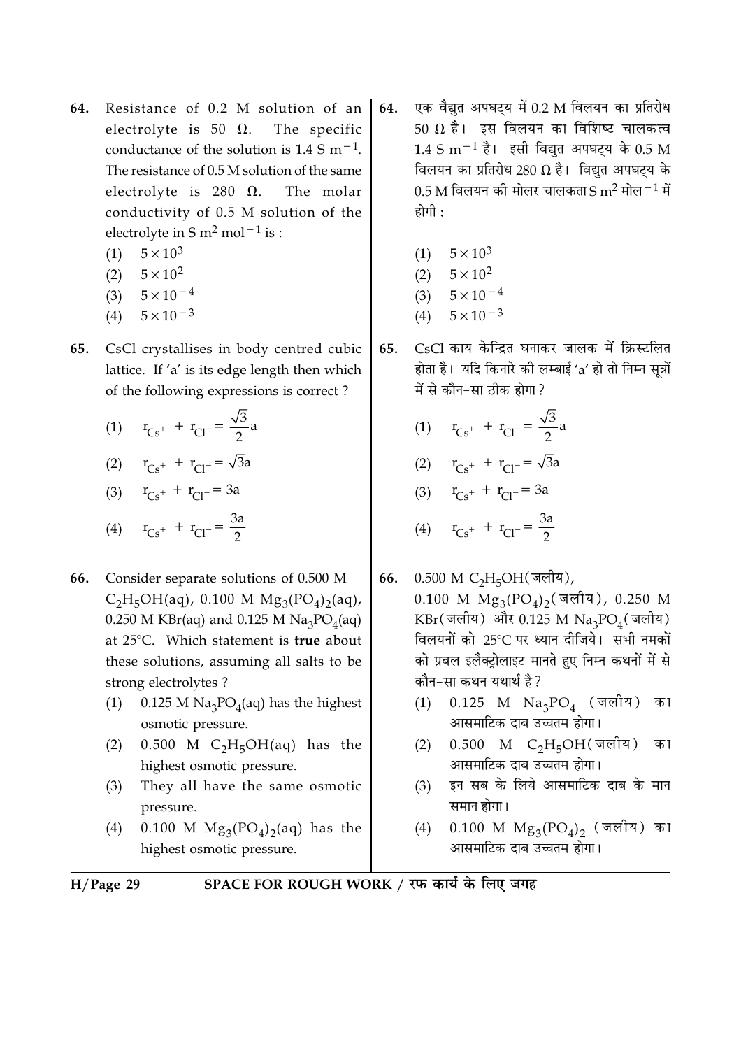64. Resistance of 0.2 M solution of an electrolyte is 50 Ω. The specific conductance of the solution is 1.4 S $m^{-1}$. The resistance of 0.5 M solution of the same electrolyte is 280 Ω. The molar conductivity of 0.5 M solution of the electrolyte in S $m^2$ $mol^{-1}$ is :

   (1) $5 \times 10^3$
   (2) $5 \times 10^2$
   (3) $5 \times 10^{-4}$
   (4) $5 \times 10^{-3}$

64. एक वैद्युत अपघट्य में 0.2 M विलयन का प्रतिरोध 50 Ω है। इस विलयन का विशिष्ट चालकत्व 1.4 S $m^{-1}$ है। इसी विद्युत अपघट्य के 0.5 M विलयन का प्रतिरोध 280 Ω है। विद्युत अपघट्य के 0.5 M विलयन की मोलर चालकता S $m^2$ मोल$^{-1}$ में होगी :

   (1) $5 \times 10^3$
   (2) $5 \times 10^2$
   (3) $5 \times 10^{-4}$
   (4) $5 \times 10^{-3}$

65. CsCl crystallises in body centred cubic lattice. If 'a' is its edge length then which of the following expressions is correct ?

   (1) $r_{Cs^+} + r_{Cl^-} = \frac{\sqrt{3}}{2}a$
   (2) $r_{Cs^+} + r_{Cl^-} = \sqrt{3}a$
   (3) $r_{Cs^+} + r_{Cl^-} = 3a$
   (4) $r_{Cs^+} + r_{Cl^-} = \frac{3a}{2}$

65. CsCl काय केन्द्रित घनाकर जालक में क्रिस्टलित होता है। यदि किनारे की लम्बाई 'a' हो तो निम्न सूत्रों में से कौन-सा ठीक होगा ?

   (1) $r_{Cs^+} + r_{Cl^-} = \frac{\sqrt{3}}{2}a$
   (2) $r_{Cs^+} + r_{Cl^-} = \sqrt{3}a$
   (3) $r_{Cs^+} + r_{Cl^-} = 3a$
   (4) $r_{Cs^+} + r_{Cl^-} = \frac{3a}{2}$

66. Consider separate solutions of 0.500 M $C_2H_5OH(aq)$, 0.100 M $Mg_3(PO_4)_2(aq)$, 0.250 M KBr(aq) and 0.125 M $Na_3PO_4(aq)$ at 25°C. Which statement is **true** about these solutions, assuming all salts to be strong electrolytes ?

   (1) 0.125 M $Na_3PO_4(aq)$ has the highest osmotic pressure.
   (2) 0.500 M $C_2H_5OH(aq)$ has the highest osmotic pressure.
   (3) They all have the same osmotic pressure.
   (4) 0.100 M $Mg_3(PO_4)_2(aq)$ has the highest osmotic pressure.

66. 0.500 M $C_2H_5OH$(जलीय), 0.100 M $Mg_3(PO_4)_2$(जलीय), 0.250 M KBr(जलीय) और 0.125 M $Na_3PO_4$(जलीय) विलयनों को 25°C पर ध्यान दीजिये। सभी नमकों को प्रबल इलैक्ट्रोलाइट मानते हुए निम्न कथनों में से कौन-सा कथन यथार्थ है ?

   (1) 0.125 M $Na_3PO_4$ (जलीय) का आसमाटिक दाब उच्चतम होगा।
   (2) 0.500 M $C_2H_5OH$(जलीय) का आसमाटिक दाब उच्चतम होगा।
   (3) इन सब के लिये आसमाटिक दाब के मान समान होगा।
   (4) 0.100 M $Mg_3(PO_4)_2$ (जलीय) का आसमाटिक दाब उच्चतम होगा।

SPACE FOR ROUGH WORK / रफ कार्य के लिए जगह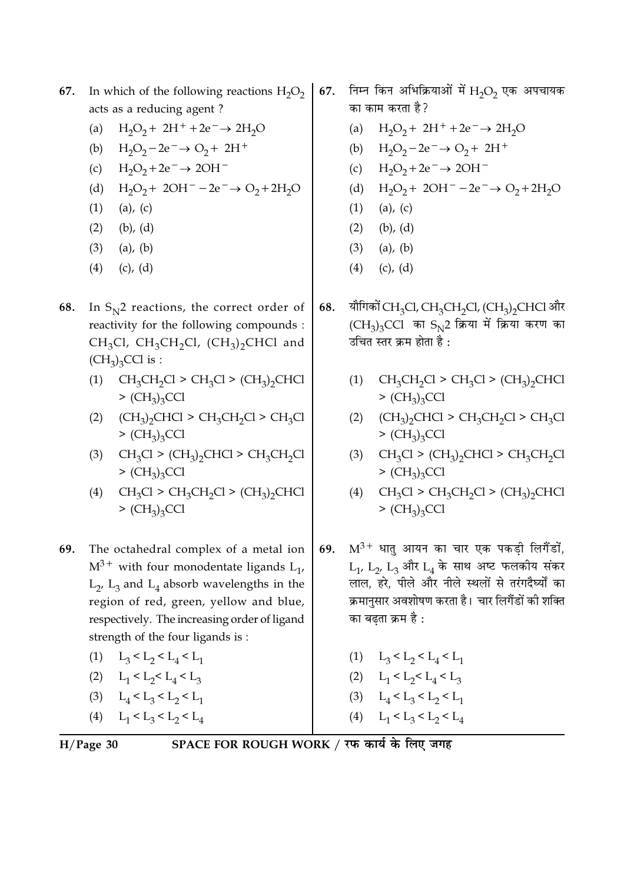67. In which of the following reactions $H_2O_2$ acts as a reducing agent ?

   (a) $H_2O_2 + 2H^+ + 2e^- \rightarrow 2H_2O$
   (b) $H_2O_2 - 2e^- \rightarrow O_2 + 2H^+$
   (c) $H_2O_2 + 2e^- \rightarrow 2OH^-$
   (d) $H_2O_2 + 2OH^- - 2e^- \rightarrow O_2 + 2H_2O$

   (1) (a), (c)
   (2) (b), (d)
   (3) (a), (b)
   (4) (c), (d)

68. In $S_N2$ reactions, the correct order of reactivity for the following compounds : $CH_3Cl$, $CH_3CH_2Cl$, $(CH_3)_2CHCl$ and $(CH_3)_3CCl$ is :

   (1) $CH_3CH_2Cl > CH_3Cl > (CH_3)_2CHCl > (CH_3)_3CCl$
   (2) $(CH_3)_2CHCl > CH_3CH_2Cl > CH_3Cl > (CH_3)_3CCl$
   (3) $CH_3Cl > (CH_3)_2CHCl > CH_3CH_2Cl > (CH_3)_3CCl$
   (4) $CH_3Cl > CH_3CH_2Cl > (CH_3)_2CHCl > (CH_3)_3CCl$

69. The octahedral complex of a metal ion $M^{3+}$ with four monodentate ligands $L_1$, $L_2$, $L_3$ and $L_4$ absorb wavelengths in the region of red, green, yellow and blue, respectively. The increasing order of ligand strength of the four ligands is :

   (1) $L_3 < L_2 < L_4 < L_1$
   (2) $L_1 < L_2 < L_4 < L_3$
   (3) $L_4 < L_3 < L_2 < L_1$
   (4) $L_1 < L_3 < L_2 < L_4$

67. निम्न किन अभिक्रियाओं में $H_2O_2$ एक अपचायक का काम करता है ?

   (a) $H_2O_2 + 2H^+ + 2e^- \rightarrow 2H_2O$
   (b) $H_2O_2 - 2e^- \rightarrow O_2 + 2H^+$
   (c) $H_2O_2 + 2e^- \rightarrow 2OH^-$
   (d) $H_2O_2 + 2OH^- - 2e^- \rightarrow O_2 + 2H_2O$

   (1) (a), (c)
   (2) (b), (d)
   (3) (a), (b)
   (4) (c), (d)

68. यौगिकों $CH_3Cl$, $CH_3CH_2Cl$, $(CH_3)_2CHCl$ और $(CH_3)_3CCl$ का $S_N2$ क्रिया में क्रिया करण का उचित स्तर क्रम होता है :

   (1) $CH_3CH_2Cl > CH_3Cl > (CH_3)_2CHCl > (CH_3)_3CCl$
   (2) $(CH_3)_2CHCl > CH_3CH_2Cl > CH_3Cl > (CH_3)_3CCl$
   (3) $CH_3Cl > (CH_3)_2CHCl > CH_3CH_2Cl > (CH_3)_3CCl$
   (4) $CH_3Cl > CH_3CH_2Cl > (CH_3)_2CHCl > (CH_3)_3CCl$

69. $M^{3+}$ धातु आयन का चार एक पकड़ी लिगैंडों, $L_1$, $L_2$, $L_3$ और $L_4$ के साथ अष्ट फलकीय संकर लाल, हरे, पीले और नीले स्थलों से तरंगदैर्घ्यों का क्रमानुसार अवशोषण करता है। चार लिगैंडों की शक्ति का बढ़ता क्रम है :

   (1) $L_3 < L_2 < L_4 < L_1$
   (2) $L_1 < L_2 < L_4 < L_3$
   (3) $L_4 < L_3 < L_2 < L_1$
   (4) $L_1 < L_3 < L_2 < L_4$

SPACE FOR ROUGH WORK / रफ कार्य के लिए जगह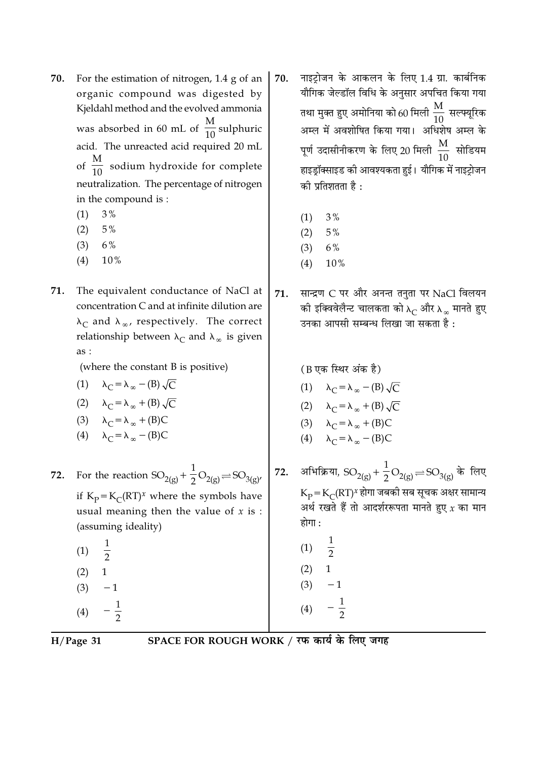70. For the estimation of nitrogen, 1.4 g of an organic compound was digested by Kjeldahl method and the evolved ammonia was absorbed in 60 mL of $\frac{M}{10}$ sulphuric acid. The unreacted acid required 20 mL of $\frac{M}{10}$ sodium hydroxide for complete neutralization. The percentage of nitrogen in the compound is :

(1) 3%
(2) 5%
(3) 6%
(4) 10%

70. नाइट्रोजन के आकलन के लिए 1.4 ग्रा. कार्बनिक यौगिक जेल्डॉल विधि के अनुसार अपचित किया गया तथा मुक्त हुए अमोनिया को 60 मिली $\frac{M}{10}$ सल्फ्यूरिक अम्ल में अवशोषित किया गया। अधिशेष अम्ल के पूर्ण उदासीनीकरण के लिए 20 मिली $\frac{M}{10}$ सोडियम हाइड्रॉक्साइड की आवश्यकता हुई। यौगिक में नाइट्रोजन की प्रतिशतता है :

(1) 3%
(2) 5%
(3) 6%
(4) 10%

71. The equivalent conductance of NaCl at concentration C and at infinite dilution are $\lambda_C$ and $\lambda_\infty$, respectively. The correct relationship between $\lambda_C$ and $\lambda_\infty$ is given as :

(where the constant B is positive)

(1) $\lambda_C = \lambda_\infty - (B)\sqrt{C}$
(2) $\lambda_C = \lambda_\infty + (B)\sqrt{C}$
(3) $\lambda_C = \lambda_\infty + (B)C$
(4) $\lambda_C = \lambda_\infty - (B)C$

71. सान्द्रण C पर और अनन्त तनुता पर NaCl विलयन की इक्विवेलैन्ट चालकता को $\lambda_C$ और $\lambda_\infty$ मानते हुए उनका आपसी सम्बन्ध लिखा जा सकता है :

(B एक स्थिर अंक है)

(1) $\lambda_C = \lambda_\infty - (B)\sqrt{C}$
(2) $\lambda_C = \lambda_\infty + (B)\sqrt{C}$
(3) $\lambda_C = \lambda_\infty + (B)C$
(4) $\lambda_C = \lambda_\infty - (B)C$

72. For the reaction $SO_{2(g)} + \frac{1}{2}O_{2(g)} \rightleftharpoons SO_{3(g)}$, if $K_P = K_C(RT)^x$ where the symbols have usual meaning then the value of $x$ is : (assuming ideality)

(1) $\frac{1}{2}$
(2) 1
(3) $-1$
(4) $-\frac{1}{2}$

72. अभिक्रिया, $SO_{2(g)} + \frac{1}{2}O_{2(g)} \rightleftharpoons SO_{3(g)}$ के लिए $K_P = K_C(RT)^x$ होगा जबकी सब सूचक अक्षर सामान्य अर्थ रखते हैं तो आदर्शररूपता मानते हुए $x$ का मान होगा :

(1) $\frac{1}{2}$
(2) 1
(3) $-1$
(4) $-\frac{1}{2}$

SPACE FOR ROUGH WORK / रफ कार्य के लिए जगह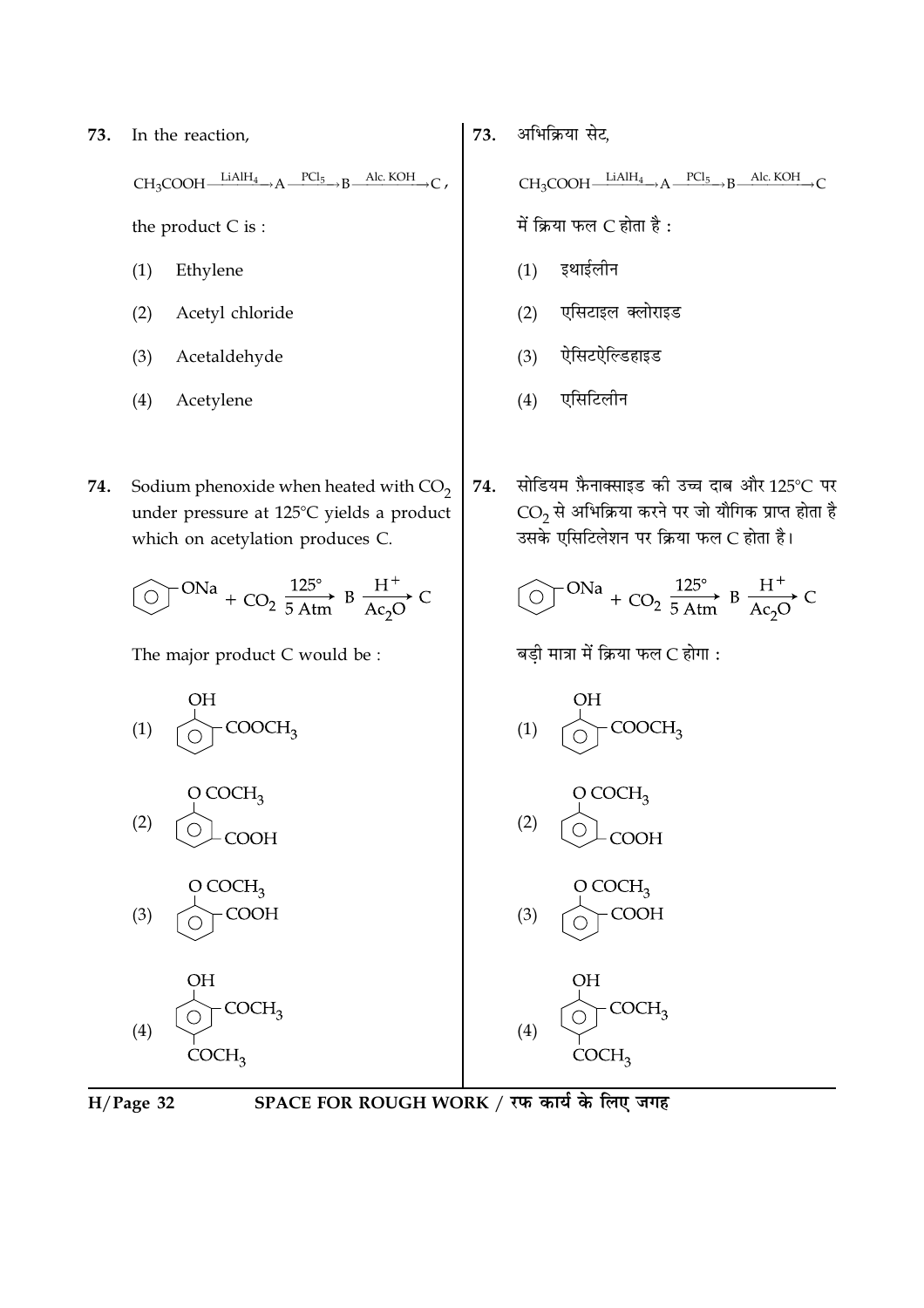73. In the reaction,

$$CH_3COOH \xrightarrow{LiAlH_4} A \xrightarrow{PCl_5} B \xrightarrow{Alc.\ KOH} C,$$

the product C is :

(1) Ethylene

(2) Acetyl chloride

(3) Acetaldehyde

(4) Acetylene

73. अभिक्रिया सेट,

$$CH_3COOH \xrightarrow{LiAlH_4} A \xrightarrow{PCl_5} B \xrightarrow{Alc.\ KOH} C$$

में क्रिया फल C होता है :

(1) इथाईलीन

(2) एसिटाइल क्लोराइड

(3) ऐसिटऐल्डिहाइड

(4) एसिटिलीन

74. Sodium phenoxide when heated with $CO_2$ under pressure at 125°C yields a product which on acetylation produces C.

$$C_6H_5ONa + CO_2 \xrightarrow[5\ Atm]{125°} B \xrightarrow[Ac_2O]{H^+} C$$

The major product C would be :

(1) $C_6H_4$ with OH and $COOCH_3$ (ortho)

(2) $C_6H_4$ with $OCOCH_3$ and COOH (meta)

(3) $C_6H_4$ with $OCOCH_3$ and COOH (ortho)

(4) $C_6H_3$ with OH, $COCH_3$ (ortho) and $COCH_3$ (para)

74. सोडियम फ़ैनाक्साइड की उच्च दाब और 125°C पर $CO_2$ से अभिक्रिया करने पर जो यौगिक प्राप्त होता है उसके एसिटिलेशन पर क्रिया फल C होता है।

$$C_6H_5ONa + CO_2 \xrightarrow[5\ Atm]{125°} B \xrightarrow[Ac_2O]{H^+} C$$

बड़ी मात्रा में क्रिया फल C होगा :

(1) $C_6H_4$ with OH and $COOCH_3$ (ortho)

(2) $C_6H_4$ with $OCOCH_3$ and COOH (meta)

(3) $C_6H_4$ with $OCOCH_3$ and COOH (ortho)

(4) $C_6H_3$ with OH, $COCH_3$ (ortho) and $COCH_3$ (para)

SPACE FOR ROUGH WORK / रफ कार्य के लिए जगह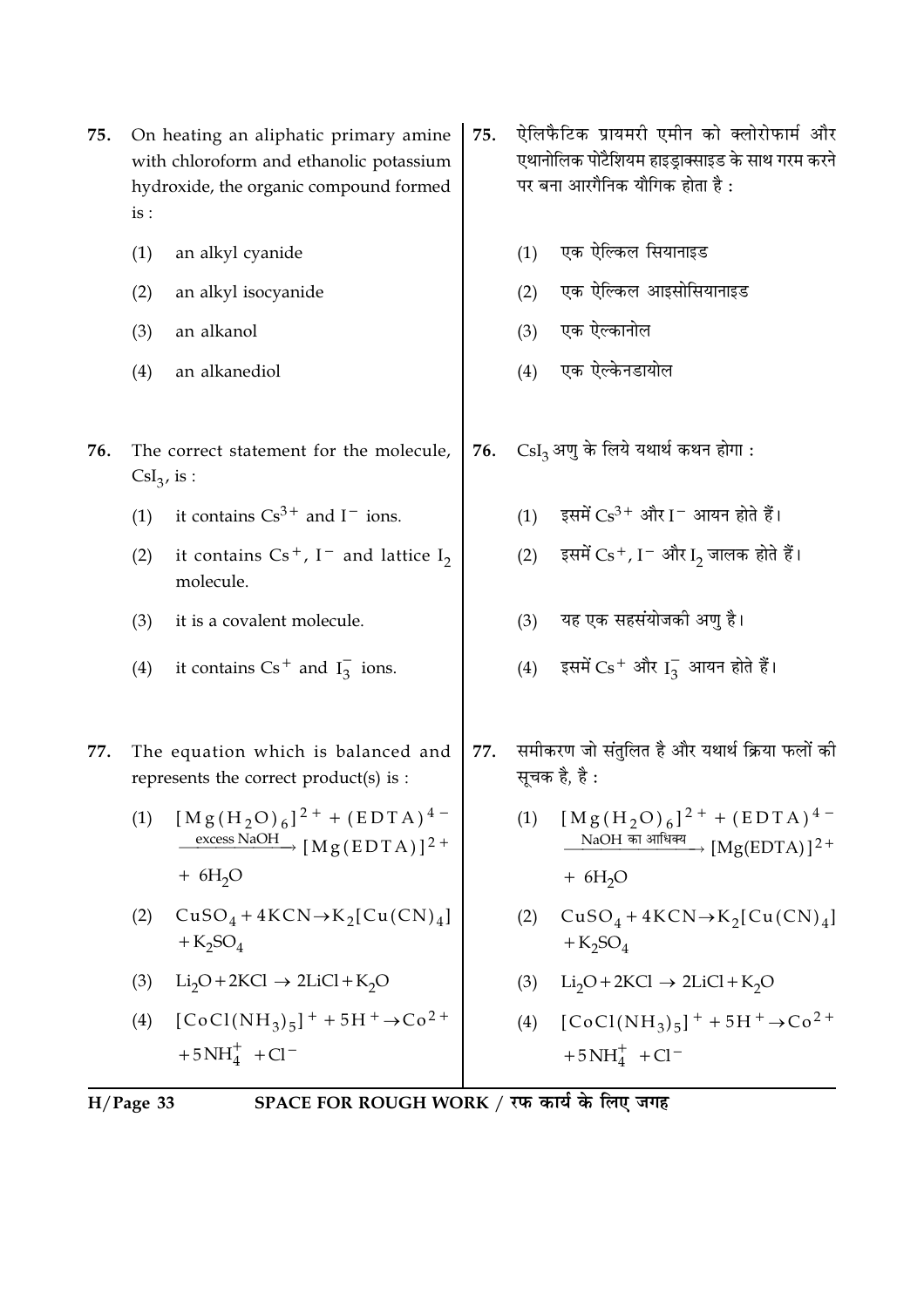75. On heating an aliphatic primary amine with chloroform and ethanolic potassium hydroxide, the organic compound formed is :

(1) an alkyl cyanide

(2) an alkyl isocyanide

(3) an alkanol

(4) an alkanediol

75. ऐलिफैटिक प्रायमरी एमीन को क्लोरोफार्म और एथानोलिक पोटैशियम हाइड्राक्साइड के साथ गरम करने पर बना आरगैनिक यौगिक होता है :

(1) एक ऐल्किल सियानाइड

(2) एक ऐल्किल आइसोसियानाइड

(3) एक ऐल्कानोल

(4) एक ऐल्केनडायोल

76. The correct statement for the molecule, $CsI_3$, is :

(1) it contains $Cs^{3+}$ and $I^-$ ions.

(2) it contains $Cs^+$, $I^-$ and lattice $I_2$ molecule.

(3) it is a covalent molecule.

(4) it contains $Cs^+$ and $I_3^-$ ions.

76. $CsI_3$ अणु के लिये यथार्थ कथन होगा :

(1) इसमें $Cs^{3+}$ और $I^-$ आयन होते हैं।

(2) इसमें $Cs^+$, $I^-$ और $I_2$ जालक होते हैं।

(3) यह एक सहसंयोजकी अणु है।

(4) इसमें $Cs^+$ और $I_3^-$ आयन होते हैं।

77. The equation which is balanced and represents the correct product(s) is :

(1) $[Mg(H_2O)_6]^{2+} + (EDTA)^{4-} \xrightarrow{\text{excess NaOH}} [Mg(EDTA)]^{2+} + 6H_2O$

(2) $CuSO_4 + 4KCN \rightarrow K_2[Cu(CN)_4] + K_2SO_4$

(3) $Li_2O + 2KCl \rightarrow 2LiCl + K_2O$

(4) $[CoCl(NH_3)_5]^+ + 5H^+ \rightarrow Co^{2+} + 5NH_4^+ + Cl^-$

77. समीकरण जो संतुलित है और यथार्थ क्रिया फलों की सूचक है, है :

(1) $[Mg(H_2O)_6]^{2+} + (EDTA)^{4-} \xrightarrow{\text{NaOH का आधिक्य}} [Mg(EDTA)]^{2+} + 6H_2O$

(2) $CuSO_4 + 4KCN \rightarrow K_2[Cu(CN)_4] + K_2SO_4$

(3) $Li_2O + 2KCl \rightarrow 2LiCl + K_2O$

(4) $[CoCl(NH_3)_5]^+ + 5H^+ \rightarrow Co^{2+} + 5NH_4^+ + Cl^-$

SPACE FOR ROUGH WORK / रफ कार्य के लिए जगह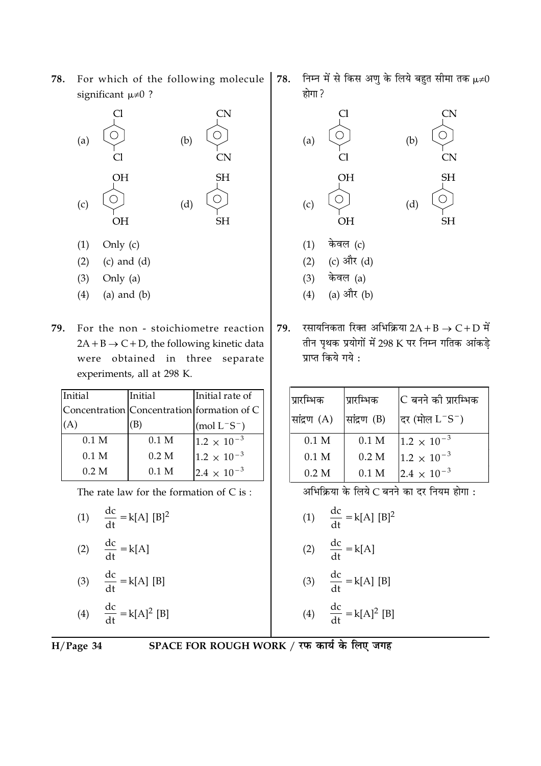78. For which of the following molecule significant $\mu \neq 0$ ?

(a) Benzene ring with Cl at top and Cl at bottom

(b) Benzene ring with CN at top and CN at bottom

(c) Benzene ring with OH at top and OH at bottom

(d) Benzene ring with SH at top and SH at bottom

(1) Only (c)
(2) (c) and (d)
(3) Only (a)
(4) (a) and (b)

78. निम्न में से किस अणु के लिये बहुत सीमा तक $\mu \neq 0$ होगा ?

(a) Cl, Cl

(b) CN, CN

(c) OH, OH

(d) SH, SH

(1) केवल (c)
(2) (c) और (d)
(3) केवल (a)
(4) (a) और (b)

79. For the non - stoichiometre reaction $2A + B \rightarrow C + D$, the following kinetic data were obtained in three separate experiments, all at 298 K.

| Initial Concentration (A) | Initial Concentration (B) | Initial rate of formation of C ($mol\ L^{-}S^{-}$) |
|---|---|---|
| 0.1 M | 0.1 M | $1.2 \times 10^{-3}$ |
| 0.1 M | 0.2 M | $1.2 \times 10^{-3}$ |
| 0.2 M | 0.1 M | $2.4 \times 10^{-3}$ |

The rate law for the formation of C is :

(1) $\frac{dc}{dt} = k[A]\ [B]^2$

(2) $\frac{dc}{dt} = k[A]$

(3) $\frac{dc}{dt} = k[A]\ [B]$

(4) $\frac{dc}{dt} = k[A]^2\ [B]$

79. रसायनिकता रिक्त अभिक्रिया $2A + B \rightarrow C + D$ में तीन पृथक प्रयोगों में 298 K पर निम्न गतिक आंकड़े प्राप्त किये गये :

| प्रारम्भिक सांद्रण (A) | प्रारम्भिक सांद्रण (B) | C बनने की प्रारम्भिक दर (मोल $L^{-}S^{-}$) |
|---|---|---|
| 0.1 M | 0.1 M | $1.2 \times 10^{-3}$ |
| 0.1 M | 0.2 M | $1.2 \times 10^{-3}$ |
| 0.2 M | 0.1 M | $2.4 \times 10^{-3}$ |

अभिक्रिया के लिये C बनने का दर नियम होगा :

(1) $\frac{dc}{dt} = k[A]\ [B]^2$

(2) $\frac{dc}{dt} = k[A]$

(3) $\frac{dc}{dt} = k[A]\ [B]$

(4) $\frac{dc}{dt} = k[A]^2\ [B]$

SPACE FOR ROUGH WORK / रफ कार्य के लिए जगह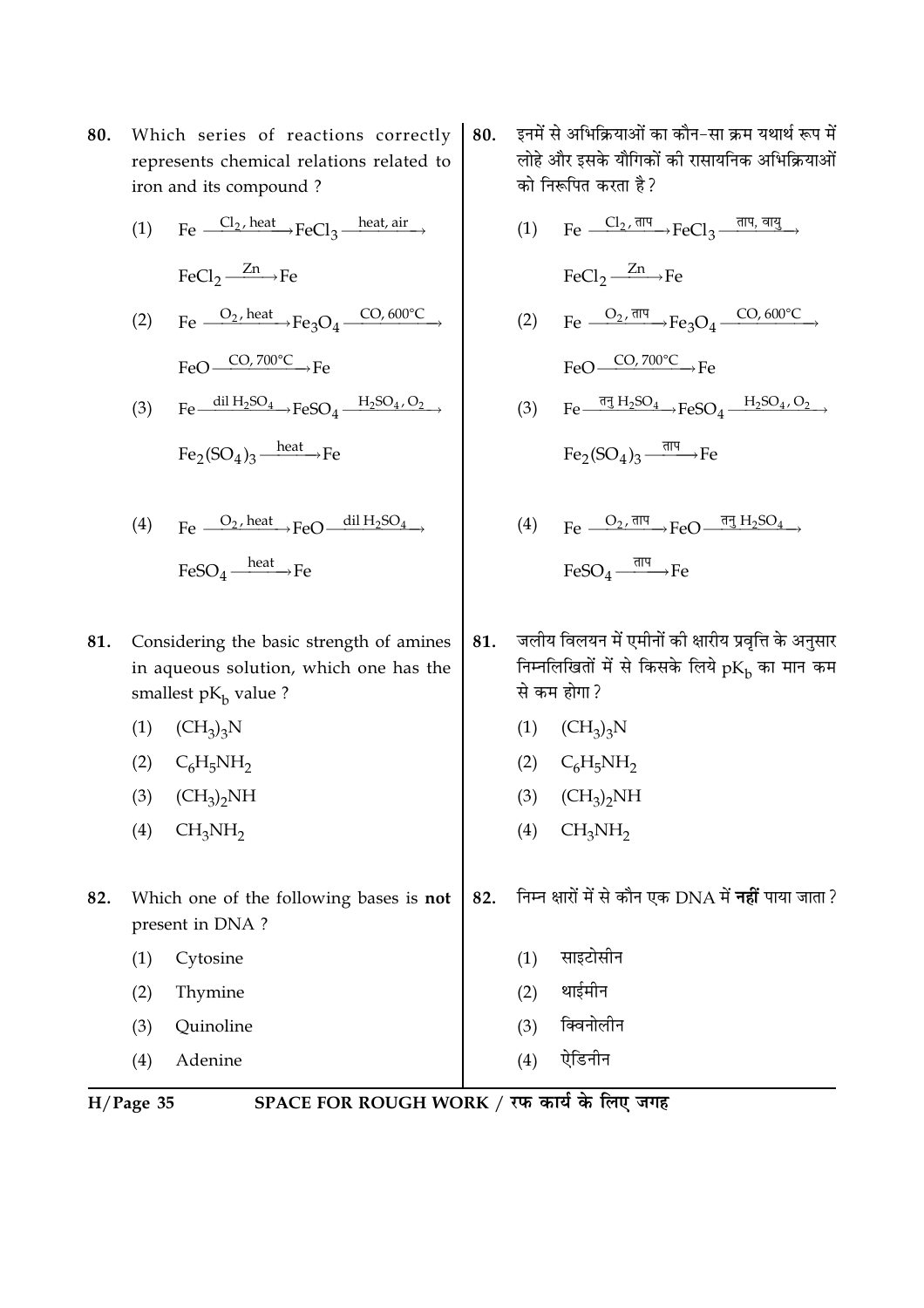80. Which series of reactions correctly represents chemical relations related to iron and its compound ?

(1) $Fe \xrightarrow{Cl_2,\ heat} FeCl_3 \xrightarrow{heat,\ air} FeCl_2 \xrightarrow{Zn} Fe$

(2) $Fe \xrightarrow{O_2,\ heat} Fe_3O_4 \xrightarrow{CO,\ 600°C} FeO \xrightarrow{CO,\ 700°C} Fe$

(3) $Fe \xrightarrow{dil\ H_2SO_4} FeSO_4 \xrightarrow{H_2SO_4,\ O_2} Fe_2(SO_4)_3 \xrightarrow{heat} Fe$

(4) $Fe \xrightarrow{O_2,\ heat} FeO \xrightarrow{dil\ H_2SO_4} FeSO_4 \xrightarrow{heat} Fe$

80. इनमें से अभिक्रियाओं का कौन-सा क्रम यथार्थ रूप में लोहे और इसके यौगिकों की रासायनिक अभिक्रियाओं को निरूपित करता है ?

(1) $Fe \xrightarrow{Cl_2,\ ताप} FeCl_3 \xrightarrow{ताप,\ वायु} FeCl_2 \xrightarrow{Zn} Fe$

(2) $Fe \xrightarrow{O_2,\ ताप} Fe_3O_4 \xrightarrow{CO,\ 600°C} FeO \xrightarrow{CO,\ 700°C} Fe$

(3) $Fe \xrightarrow{तनु\ H_2SO_4} FeSO_4 \xrightarrow{H_2SO_4,\ O_2} Fe_2(SO_4)_3 \xrightarrow{ताप} Fe$

(4) $Fe \xrightarrow{O_2,\ ताप} FeO \xrightarrow{तनु\ H_2SO_4} FeSO_4 \xrightarrow{ताप} Fe$

81. Considering the basic strength of amines in aqueous solution, which one has the smallest $pK_b$ value ?

(1) $(CH_3)_3N$

(2) $C_6H_5NH_2$

(3) $(CH_3)_2NH$

(4) $CH_3NH_2$

81. जलीय विलयन में एमीनों की क्षारीय प्रवृत्ति के अनुसार निम्नलिखितों में से किसके लिये $pK_b$ का मान कम से कम होगा ?

(1) $(CH_3)_3N$

(2) $C_6H_5NH_2$

(3) $(CH_3)_2NH$

(4) $CH_3NH_2$

82. Which one of the following bases is **not** present in DNA ?

(1) Cytosine

(2) Thymine

(3) Quinoline

(4) Adenine

82. निम्न क्षारों में से कौन एक DNA में **नहीं** पाया जाता ?

(1) साइटोसीन

(2) थाईमीन

(3) क्विनोलीन

(4) ऐडिनीन

SPACE FOR ROUGH WORK / रफ कार्य के लिए जगह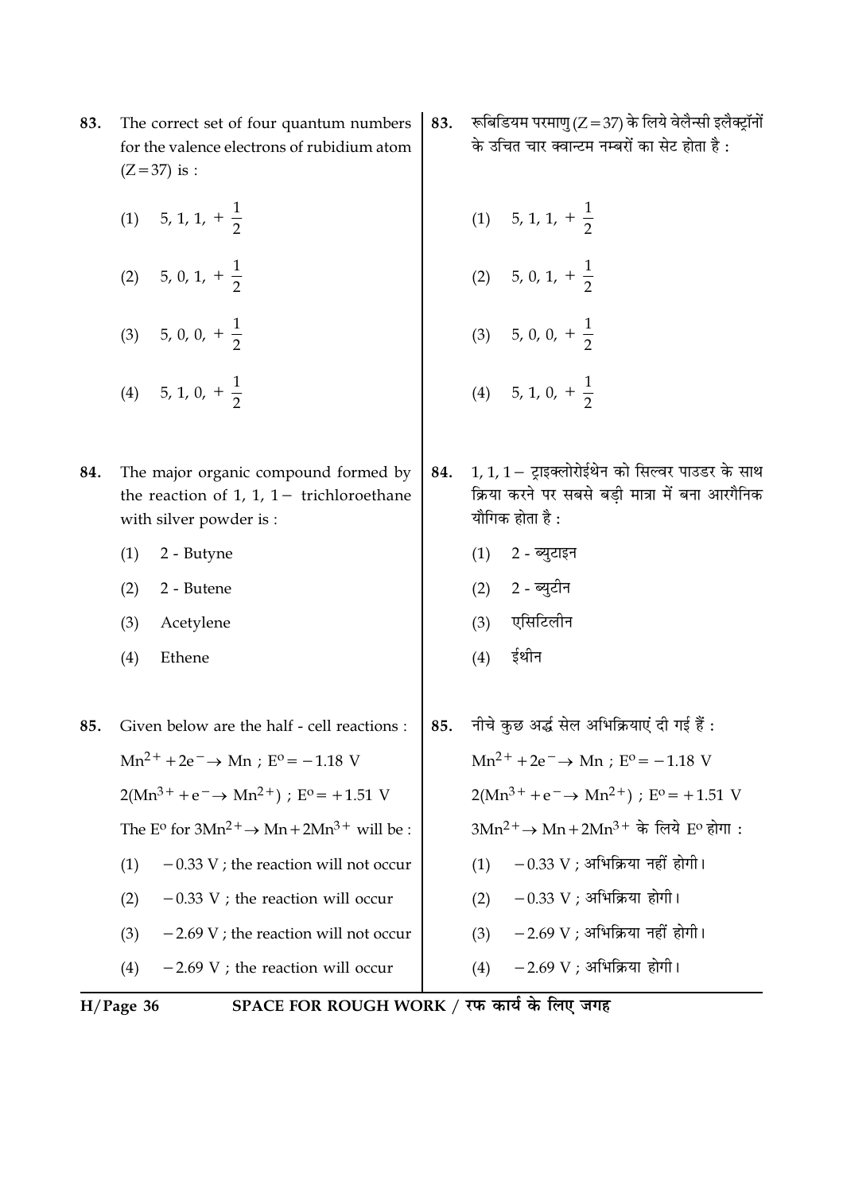83. The correct set of four quantum numbers for the valence electrons of rubidium atom (Z = 37) is :

(1) $5, 1, 1, +\frac{1}{2}$

(2) $5, 0, 1, +\frac{1}{2}$

(3) $5, 0, 0, +\frac{1}{2}$

(4) $5, 1, 0, +\frac{1}{2}$

83. रूबिडियम परमाणु (Z = 37) के लिये वेलैन्सी इलैक्ट्रॉनों के उचित चार क्वान्टम नम्बरों का सेट होता है :

(1) $5, 1, 1, +\frac{1}{2}$

(2) $5, 0, 1, +\frac{1}{2}$

(3) $5, 0, 0, +\frac{1}{2}$

(4) $5, 1, 0, +\frac{1}{2}$

84. The major organic compound formed by the reaction of 1, 1, 1 − trichloroethane with silver powder is :

(1) 2 - Butyne

(2) 2 - Butene

(3) Acetylene

(4) Ethene

84. 1, 1, 1 − ट्राइक्लोरोईथेन को सिल्वर पाउडर के साथ क्रिया करने पर सबसे बड़ी मात्रा में बना आरगैनिक यौगिक होता है :

(1) 2 - ब्युटाइन

(2) 2 - ब्युटीन

(3) एसिटिलीन

(4) ईथीन

85. Given below are the half - cell reactions :

$Mn^{2+} + 2e^- \rightarrow Mn$ ; $E^o = -1.18$ V

$2(Mn^{3+} + e^- \rightarrow Mn^{2+})$ ; $E^o = +1.51$ V

The $E^o$ for $3Mn^{2+} \rightarrow Mn + 2Mn^{3+}$ will be :

(1) −0.33 V ; the reaction will not occur

(2) −0.33 V ; the reaction will occur

(3) −2.69 V ; the reaction will not occur

(4) −2.69 V ; the reaction will occur

85. नीचे कुछ अर्द्ध सेल अभिक्रियाएं दी गई हैं :

$Mn^{2+} + 2e^- \rightarrow Mn$ ; $E^o = -1.18$ V

$2(Mn^{3+} + e^- \rightarrow Mn^{2+})$ ; $E^o = +1.51$ V

$3Mn^{2+} \rightarrow Mn + 2Mn^{3+}$ के लिये $E^o$ होगा :

(1) −0.33 V ; अभिक्रिया नहीं होगी।

(2) −0.33 V ; अभिक्रिया होगी।

(3) −2.69 V ; अभिक्रिया नहीं होगी।

(4) −2.69 V ; अभिक्रिया होगी।

SPACE FOR ROUGH WORK / रफ कार्य के लिए जगह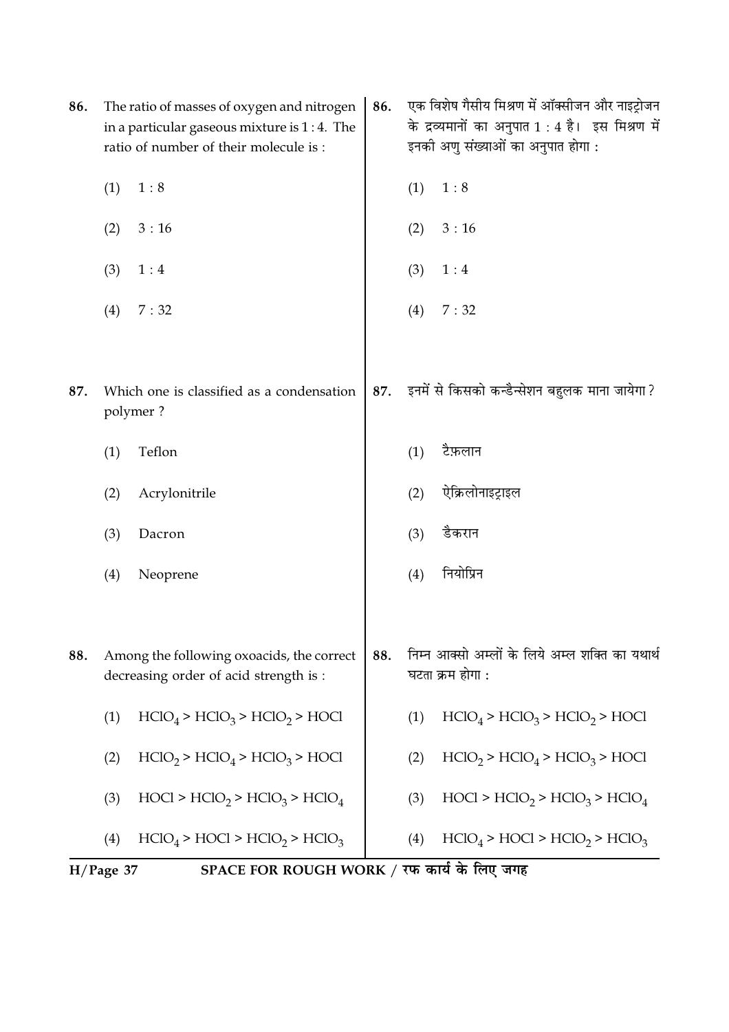86. The ratio of masses of oxygen and nitrogen in a particular gaseous mixture is 1 : 4. The ratio of number of their molecule is :

(1) 1 : 8

(2) 3 : 16

(3) 1 : 4

(4) 7 : 32

86. एक विशेष गैसीय मिश्रण में ऑक्सीजन और नाइट्रोजन के द्रव्यमानों का अनुपात 1 : 4 है। इस मिश्रण में इनकी अणु संख्याओं का अनुपात होगा :

(1) 1 : 8

(2) 3 : 16

(3) 1 : 4

(4) 7 : 32

87. Which one is classified as a condensation polymer ?

(1) Teflon

(2) Acrylonitrile

(3) Dacron

(4) Neoprene

87. इनमें से किसको कन्डैन्सेशन बहुलक माना जायेगा ?

(1) टैफ़लान

(2) ऐक्रिलोनाइट्राइल

(3) डैकरान

(4) नियोप्रिन

88. Among the following oxoacids, the correct decreasing order of acid strength is :

(1) $HClO_4 > HClO_3 > HClO_2 > HOCl$

(2) $HClO_2 > HClO_4 > HClO_3 > HOCl$

(3) $HOCl > HClO_2 > HClO_3 > HClO_4$

(4) $HClO_4 > HOCl > HClO_2 > HClO_3$

88. निम्न आक्सो अम्लों के लिये अम्ल शक्ति का यथार्थ घटता क्रम होगा :

(1) $HClO_4 > HClO_3 > HClO_2 > HOCl$

(2) $HClO_2 > HClO_4 > HClO_3 > HOCl$

(3) $HOCl > HClO_2 > HClO_3 > HClO_4$

(4) $HClO_4 > HOCl > HClO_2 > HClO_3$

SPACE FOR ROUGH WORK / रफ कार्य के लिए जगह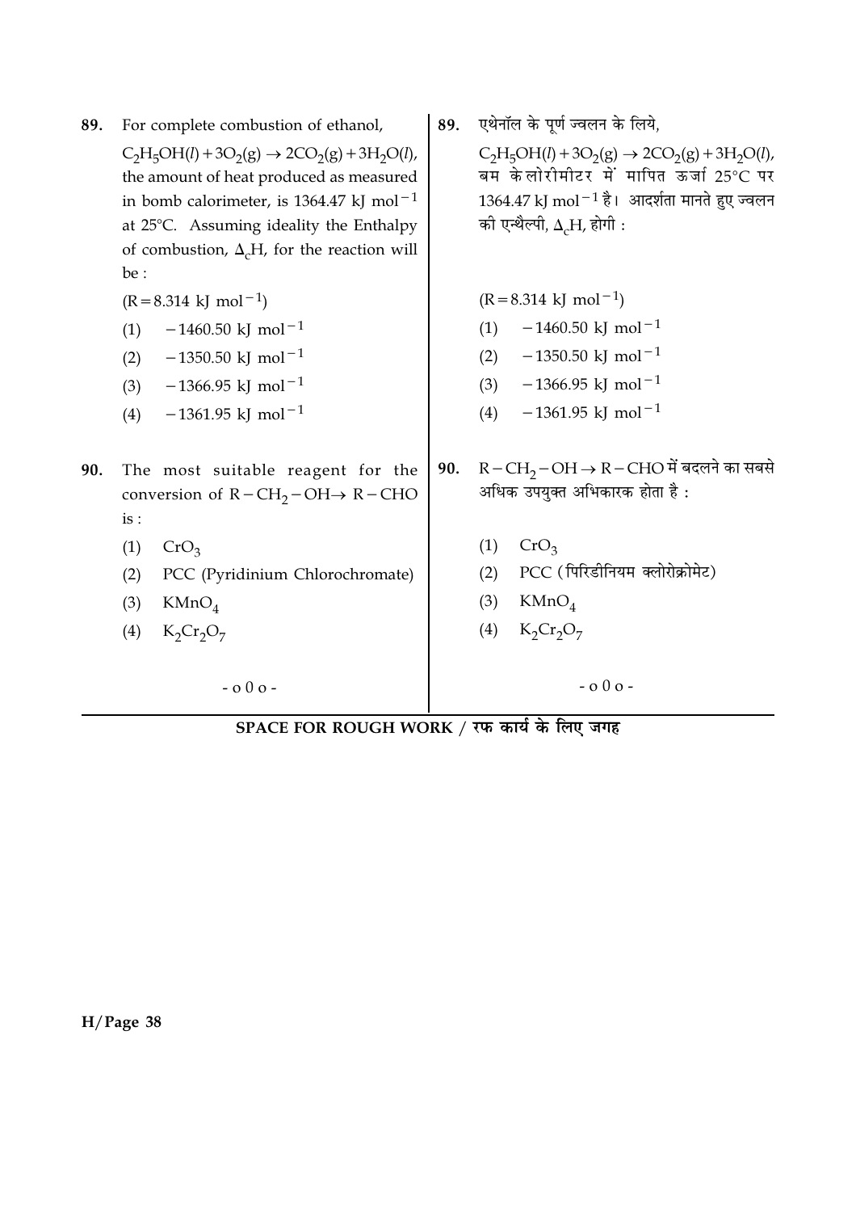89. For complete combustion of ethanol,

$C_2H_5OH(l) + 3O_2(g) \rightarrow 2CO_2(g) + 3H_2O(l)$, the amount of heat produced as measured in bomb calorimeter, is 1364.47 kJ $mol^{-1}$ at 25°C. Assuming ideality the Enthalpy of combustion, $\Delta_c H$, for the reaction will be :

($R = 8.314$ kJ $mol^{-1}$)

(1) $-1460.50$ kJ $mol^{-1}$
(2) $-1350.50$ kJ $mol^{-1}$
(3) $-1366.95$ kJ $mol^{-1}$
(4) $-1361.95$ kJ $mol^{-1}$

90. The most suitable reagent for the conversion of $R-CH_2-OH \rightarrow R-CHO$ is :

(1) $CrO_3$
(2) PCC (Pyridinium Chlorochromate)
(3) $KMnO_4$
(4) $K_2Cr_2O_7$

- o 0 o -

89. एथेनॉल के पूर्ण ज्वलन के लिये,

$C_2H_5OH(l) + 3O_2(g) \rightarrow 2CO_2(g) + 3H_2O(l)$, बम केलोरीमीटर में मापित ऊर्जा 25°C पर 1364.47 kJ $mol^{-1}$ है। आदर्शता मानते हुए ज्वलन की एन्थैल्पी, $\Delta_c H$, होगी :

($R = 8.314$ kJ $mol^{-1}$)

(1) $-1460.50$ kJ $mol^{-1}$
(2) $-1350.50$ kJ $mol^{-1}$
(3) $-1366.95$ kJ $mol^{-1}$
(4) $-1361.95$ kJ $mol^{-1}$

90. $R-CH_2-OH \rightarrow R-CHO$ में बदलने का सबसे अधिक उपयुक्त अभिकारक होता है :

(1) $CrO_3$
(2) PCC (पिरिडीनियम क्लोरोक्रोमेट)
(3) $KMnO_4$
(4) $K_2Cr_2O_7$

- o 0 o -

**SPACE FOR ROUGH WORK / रफ कार्य के लिए जगह**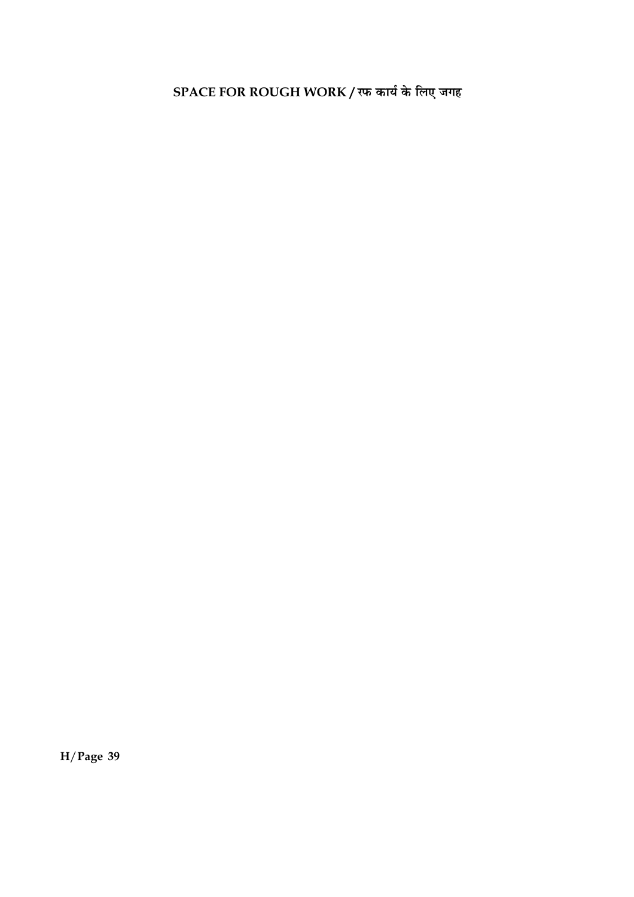**SPACE FOR ROUGH WORK / रफ कार्य के लिए जगह**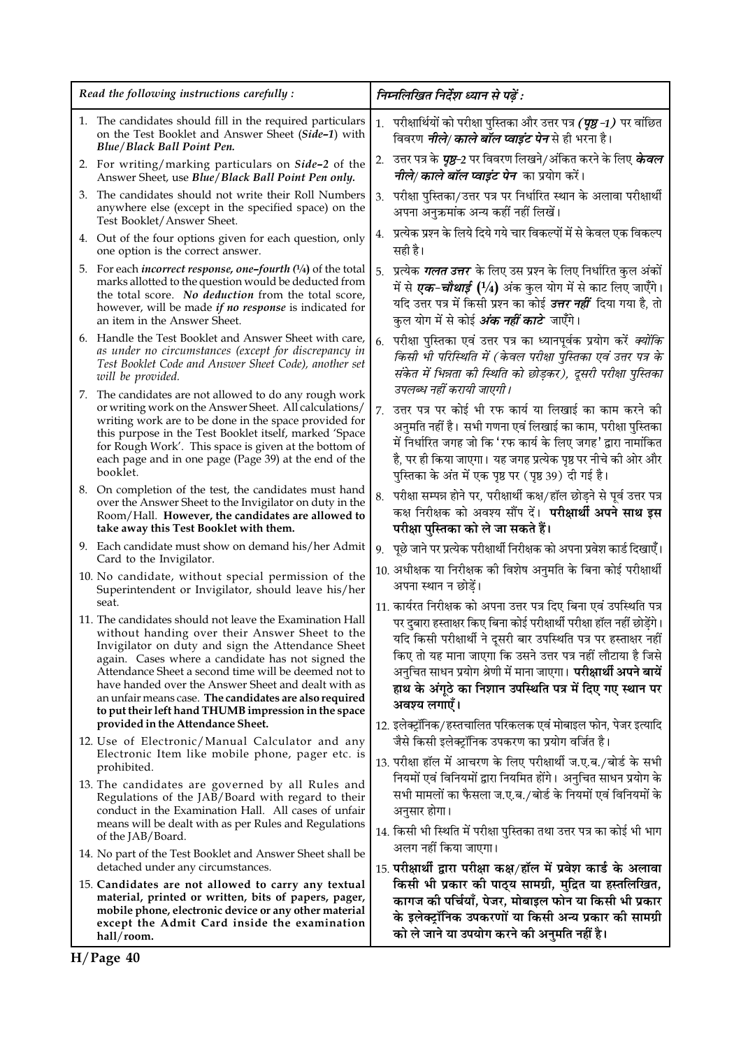| *Read the following instructions carefully :* | *निम्नलिखित निर्देश ध्यान से पढ़ें :* |
|---|---|
| 1. The candidates should fill in the required particulars on the Test Booklet and Answer Sheet (*Side–1*) with **Blue/Black Ball Point Pen.** | 1. परीक्षार्थियों को परीक्षा पुस्तिका और उत्तर पत्र ***(पृष्ठ -1)*** पर वांछित विवरण ***नीले/ काले बॉल प्वाइंट पेन*** से ही भरना है। |
| 2. For writing/marking particulars on *Side–2* of the Answer Sheet, use *Blue/Black Ball Point Pen only.* | 2. उत्तर पत्र के ***पृष्ठ-2*** पर विवरण लिखने/अंकित करने के लिए ***केवल नीले/ काले बॉल प्वाइंट पेन*** का प्रयोग करें। |
| 3. The candidates should not write their Roll Numbers anywhere else (except in the specified space) on the Test Booklet/Answer Sheet. | 3. परीक्षा पुस्तिका/उत्तर पत्र पर निर्धारित स्थान के अलावा परीक्षार्थी अपना अनुक्रमांक अन्य कहीं नहीं लिखें। |
| 4. Out of the four options given for each question, only one option is the correct answer. | 4. प्रत्येक प्रश्न के लिये दिये गये चार विकल्पों में से केवल एक विकल्प सही है। |
| 5. For each *incorrect response, one-fourth* (¼) of the total marks allotted to the question would be deducted from the total score. *No deduction* from the total score, however, will be made *if no response* is indicated for an item in the Answer Sheet. | 5. प्रत्येक ***गलत उत्तर*** के लिए उस प्रश्न के लिए निर्धारित कुल अंकों में से ***एक-चौथाई (¼)*** अंक कुल योग में से काट लिए जाएँगे। यदि उत्तर पत्र में किसी प्रश्न का कोई ***उत्तर नहीं*** दिया गया है, तो कुल योग में से कोई ***अंक नहीं काटे*** जाएँगे। |
| 6. Handle the Test Booklet and Answer Sheet with care, *as under no circumstances (except for discrepancy in Test Booklet Code and Answer Sheet Code), another set will be provided.* | 6. परीक्षा पुस्तिका एवं उत्तर पत्र का ध्यानपूर्वक प्रयोग करें *क्योंकि किसी भी परिस्थिति में (केवल परीक्षा पुस्तिका एवं उत्तर पत्र के संकेत में भिन्नता की स्थिति को छोड़कर), दूसरी परीक्षा पुस्तिका उपलब्ध नहीं करायी जाएगी।* |
| 7. The candidates are not allowed to do any rough work or writing work on the Answer Sheet. All calculations/writing work are to be done in the space provided for this purpose in the Test Booklet itself, marked 'Space for Rough Work'. This space is given at the bottom of each page and in one page (Page 39) at the end of the booklet. | 7. उत्तर पत्र पर कोई भी रफ कार्य या लिखाई का काम करने की अनुमति नहीं है। सभी गणना एवं लिखाई का काम, परीक्षा पुस्तिका में निर्धारित जगह जो कि 'रफ कार्य के लिए जगह' द्वारा नामांकित है, पर ही किया जाएगा। यह जगह प्रत्येक पृष्ठ पर नीचे की ओर और पुस्तिका के अंत में एक पृष्ठ पर (पृष्ठ 39) दी गई है। |
| 8. On completion of the test, the candidates must hand over the Answer Sheet to the Invigilator on duty in the Room/Hall. **However, the candidates are allowed to take away this Test Booklet with them.** | 8. परीक्षा सम्पन्न होने पर, परीक्षार्थी कक्ष/हॉल छोड़ने से पूर्व उत्तर पत्र कक्ष निरीक्षक को अवश्य सौंप दें। **परीक्षार्थी अपने साथ इस परीक्षा पुस्तिका को ले जा सकते हैं।** |
| 9. Each candidate must show on demand his/her Admit Card to the Invigilator. | 9. पूछे जाने पर प्रत्येक परीक्षार्थी निरीक्षक को अपना प्रवेश कार्ड दिखाएँ। |
| 10. No candidate, without special permission of the Superintendent or Invigilator, should leave his/her seat. | 10. अधीक्षक या निरीक्षक की विशेष अनुमति के बिना कोई परीक्षार्थी अपना स्थान न छोड़ें। |
| 11. The candidates should not leave the Examination Hall without handing over their Answer Sheet to the Invigilator on duty and sign the Attendance Sheet again. Cases where a candidate has not signed the Attendance Sheet a second time will be deemed not to have handed over the Answer Sheet and dealt with as an unfair means case. **The candidates are also required to put their left hand THUMB impression in the space provided in the Attendance Sheet.** | 11. कार्यरत निरीक्षक को अपना उत्तर पत्र दिए बिना एवं उपस्थिति पत्र पर दुबारा हस्ताक्षर किए बिना कोई परीक्षार्थी परीक्षा हॉल नहीं छोड़ेंगे। यदि किसी परीक्षार्थी ने दूसरी बार उपस्थिति पत्र पर हस्ताक्षर नहीं किए तो यह माना जाएगा कि उसने उत्तर पत्र नहीं लौटाया है जिसे अनुचित साधन प्रयोग श्रेणी में माना जाएगा। **परीक्षार्थी अपने बायें हाथ के अंगूठे का निशान उपस्थिति पत्र में दिए गए स्थान पर अवश्य लगाएँ।** |
| 12. Use of Electronic/Manual Calculator and any Electronic Item like mobile phone, pager etc. is prohibited. | 12. इलेक्ट्रॉनिक/हस्तचालित परिकलक एवं मोबाइल फोन, पेजर इत्यादि जैसे किसी इलेक्ट्रॉनिक उपकरण का प्रयोग वर्जित है। |
| 13. The candidates are governed by all Rules and Regulations of the JAB/Board with regard to their conduct in the Examination Hall. All cases of unfair means will be dealt with as per Rules and Regulations of the JAB/Board. | 13. परीक्षा हॉल में आचरण के लिए परीक्षार्थी ज.ए.ब./बोर्ड के सभी नियमों एवं विनियमों द्वारा नियमित होंगे। अनुचित साधन प्रयोग के सभी मामलों का फैसला ज.ए.ब./बोर्ड के नियमों एवं विनियमों के अनुसार होगा। |
| 14. No part of the Test Booklet and Answer Sheet shall be detached under any circumstances. | 14. किसी भी स्थिति में परीक्षा पुस्तिका तथा उत्तर पत्र का कोई भी भाग अलग नहीं किया जाएगा। |
| 15. **Candidates are not allowed to carry any textual material, printed or written, bits of papers, pager, mobile phone, electronic device or any other material except the Admit Card inside the examination hall/room.** | 15. **परीक्षार्थी द्वारा परीक्षा कक्ष/हॉल में प्रवेश कार्ड के अलावा किसी भी प्रकार की पाठ्य सामग्री, मुद्रित या हस्तलिखित, कागज की पर्चियाँ, पेजर, मोबाइल फोन या किसी भी प्रकार के इलेक्ट्रॉनिक उपकरणों या किसी अन्य प्रकार की सामग्री को ले जाने या उपयोग करने की अनुमति नहीं है।** |